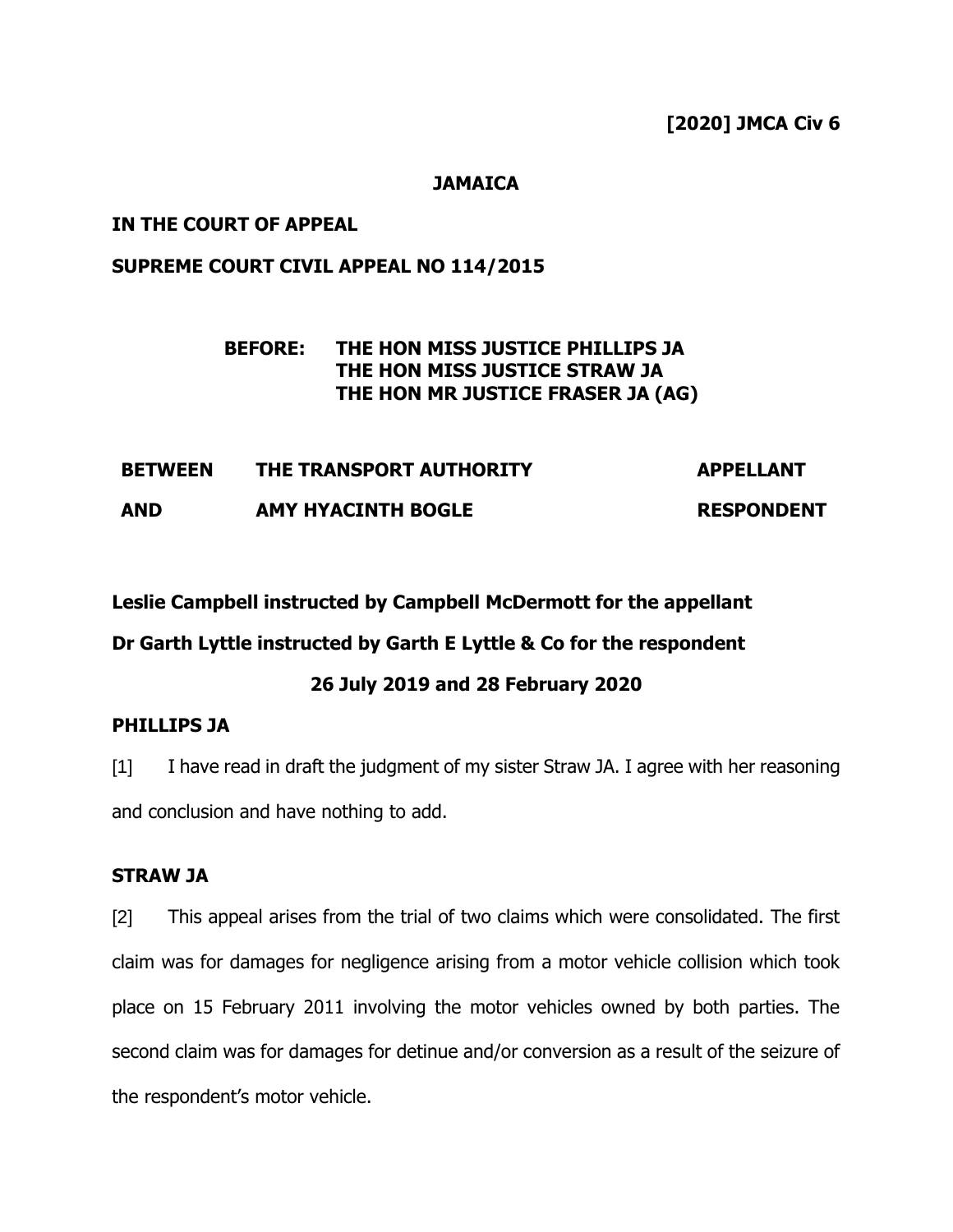**[2020] JMCA Civ 6**

**JAMAICA**

**IN THE COURT OF APPEAL**

**SUPREME COURT CIVIL APPEAL NO 114/2015**

**BEFORE: THE HON MISS JUSTICE PHILLIPS JA**
**THE HON MISS JUSTICE STRAW JA**
**THE HON MR JUSTICE FRASER JA (AG)**

| | | |
|---|---|---|
| **BETWEEN** | **THE TRANSPORT AUTHORITY** | **APPELLANT** |
| **AND** | **AMY HYACINTH BOGLE** | **RESPONDENT** |

**Leslie Campbell instructed by Campbell McDermott for the appellant**

**Dr Garth Lyttle instructed by Garth E Lyttle & Co for the respondent**

**26 July 2019 and 28 February 2020**

**PHILLIPS JA**

[1] I have read in draft the judgment of my sister Straw JA. I agree with her reasoning and conclusion and have nothing to add.

**STRAW JA**

[2] This appeal arises from the trial of two claims which were consolidated. The first claim was for damages for negligence arising from a motor vehicle collision which took place on 15 February 2011 involving the motor vehicles owned by both parties. The second claim was for damages for detinue and/or conversion as a result of the seizure of the respondent's motor vehicle.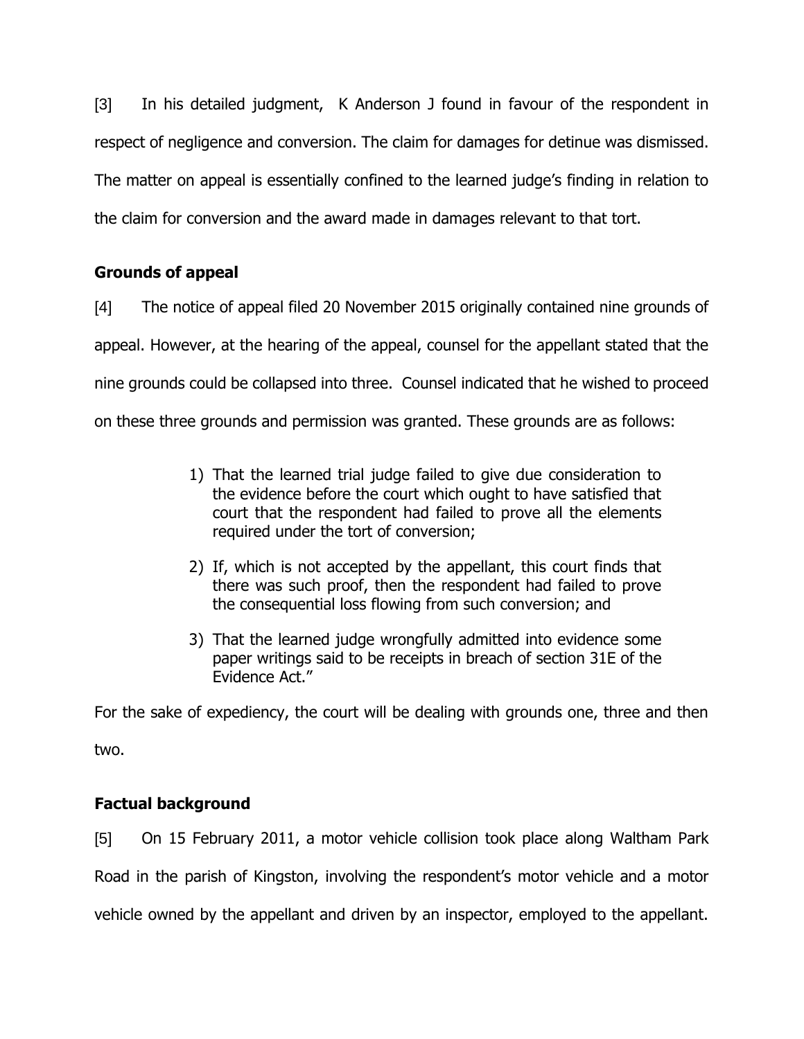[3] In his detailed judgment, K Anderson J found in favour of the respondent in respect of negligence and conversion. The claim for damages for detinue was dismissed. The matter on appeal is essentially confined to the learned judge's finding in relation to the claim for conversion and the award made in damages relevant to that tort.

## Grounds of appeal

[4] The notice of appeal filed 20 November 2015 originally contained nine grounds of appeal. However, at the hearing of the appeal, counsel for the appellant stated that the nine grounds could be collapsed into three. Counsel indicated that he wished to proceed on these three grounds and permission was granted. These grounds are as follows:

> 1) That the learned trial judge failed to give due consideration to the evidence before the court which ought to have satisfied that court that the respondent had failed to prove all the elements required under the tort of conversion;
>
> 2) If, which is not accepted by the appellant, this court finds that there was such proof, then the respondent had failed to prove the consequential loss flowing from such conversion; and
>
> 3) That the learned judge wrongfully admitted into evidence some paper writings said to be receipts in breach of section 31E of the Evidence Act."

For the sake of expediency, the court will be dealing with grounds one, three and then two.

## Factual background

[5] On 15 February 2011, a motor vehicle collision took place along Waltham Park Road in the parish of Kingston, involving the respondent's motor vehicle and a motor vehicle owned by the appellant and driven by an inspector, employed to the appellant.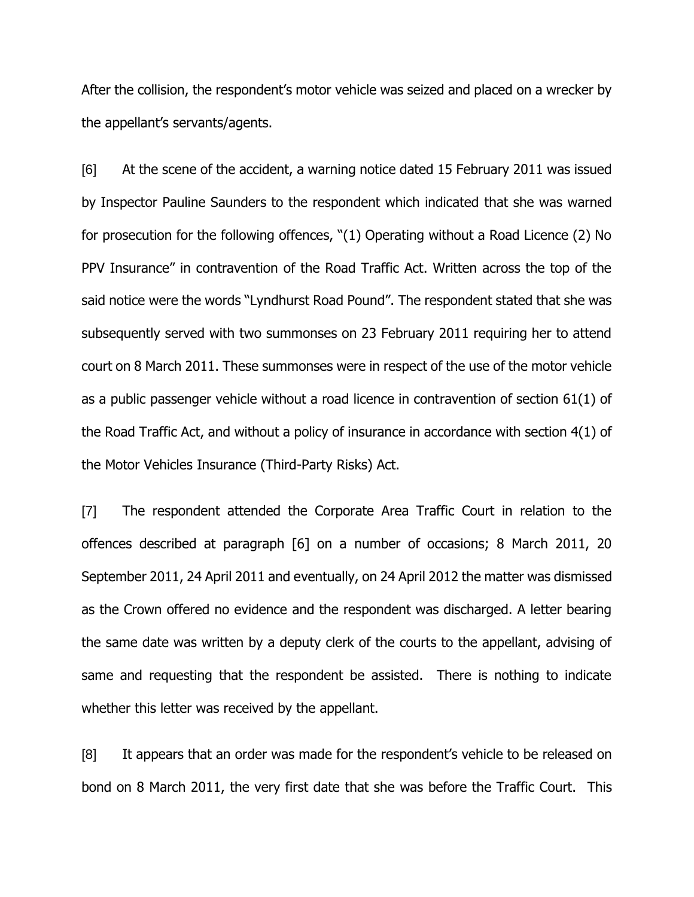After the collision, the respondent's motor vehicle was seized and placed on a wrecker by the appellant's servants/agents.

[6] At the scene of the accident, a warning notice dated 15 February 2011 was issued by Inspector Pauline Saunders to the respondent which indicated that she was warned for prosecution for the following offences, "(1) Operating without a Road Licence (2) No PPV Insurance" in contravention of the Road Traffic Act. Written across the top of the said notice were the words "Lyndhurst Road Pound". The respondent stated that she was subsequently served with two summonses on 23 February 2011 requiring her to attend court on 8 March 2011. These summonses were in respect of the use of the motor vehicle as a public passenger vehicle without a road licence in contravention of section 61(1) of the Road Traffic Act, and without a policy of insurance in accordance with section 4(1) of the Motor Vehicles Insurance (Third-Party Risks) Act.

[7] The respondent attended the Corporate Area Traffic Court in relation to the offences described at paragraph [6] on a number of occasions; 8 March 2011, 20 September 2011, 24 April 2011 and eventually, on 24 April 2012 the matter was dismissed as the Crown offered no evidence and the respondent was discharged. A letter bearing the same date was written by a deputy clerk of the courts to the appellant, advising of same and requesting that the respondent be assisted. There is nothing to indicate whether this letter was received by the appellant.

[8] It appears that an order was made for the respondent's vehicle to be released on bond on 8 March 2011, the very first date that she was before the Traffic Court. This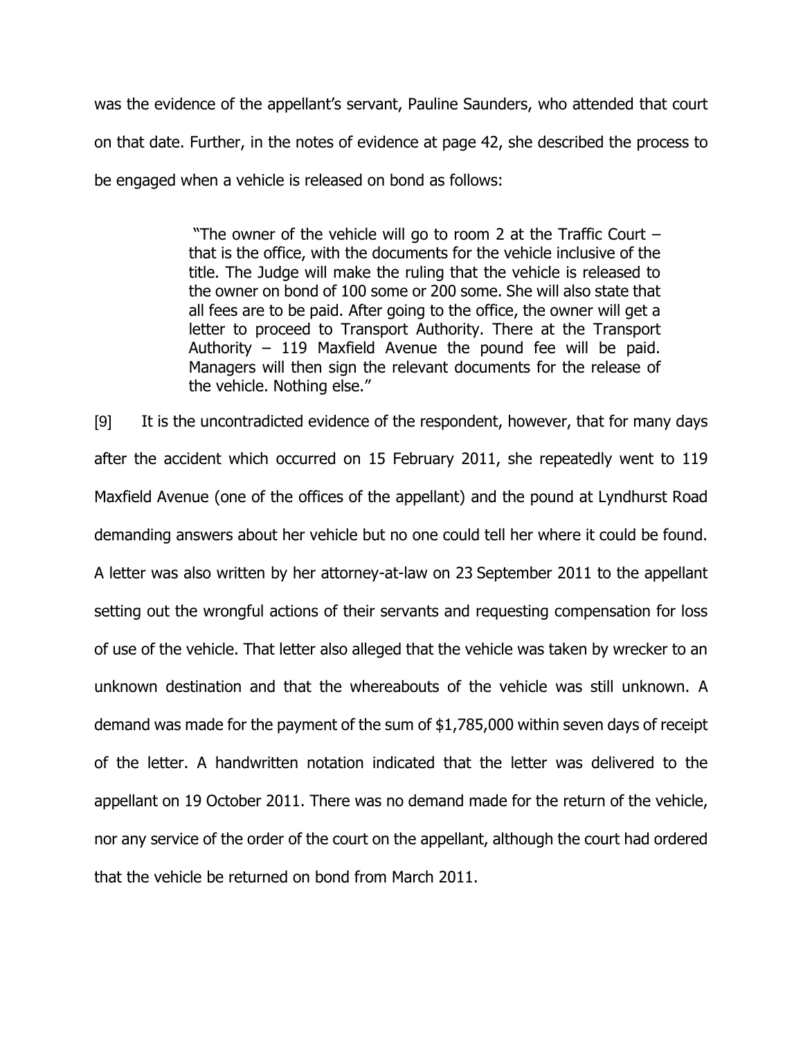was the evidence of the appellant's servant, Pauline Saunders, who attended that court on that date. Further, in the notes of evidence at page 42, she described the process to be engaged when a vehicle is released on bond as follows:

> "The owner of the vehicle will go to room 2 at the Traffic Court – that is the office, with the documents for the vehicle inclusive of the title. The Judge will make the ruling that the vehicle is released to the owner on bond of 100 some or 200 some. She will also state that all fees are to be paid. After going to the office, the owner will get a letter to proceed to Transport Authority. There at the Transport Authority – 119 Maxfield Avenue the pound fee will be paid. Managers will then sign the relevant documents for the release of the vehicle. Nothing else."

[9] It is the uncontradicted evidence of the respondent, however, that for many days after the accident which occurred on 15 February 2011, she repeatedly went to 119 Maxfield Avenue (one of the offices of the appellant) and the pound at Lyndhurst Road demanding answers about her vehicle but no one could tell her where it could be found. A letter was also written by her attorney-at-law on 23 September 2011 to the appellant setting out the wrongful actions of their servants and requesting compensation for loss of use of the vehicle. That letter also alleged that the vehicle was taken by wrecker to an unknown destination and that the whereabouts of the vehicle was still unknown. A demand was made for the payment of the sum of $1,785,000 within seven days of receipt of the letter. A handwritten notation indicated that the letter was delivered to the appellant on 19 October 2011. There was no demand made for the return of the vehicle, nor any service of the order of the court on the appellant, although the court had ordered that the vehicle be returned on bond from March 2011.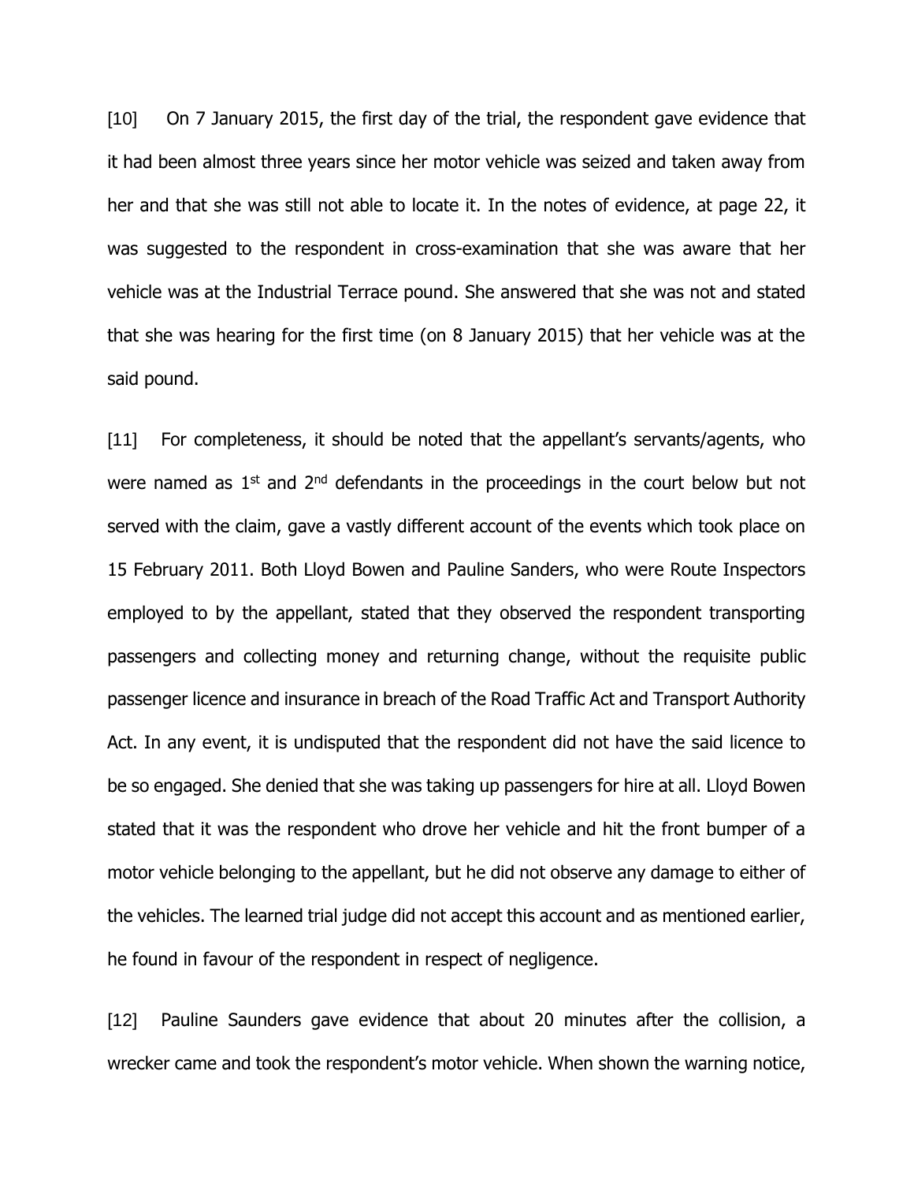[10] On 7 January 2015, the first day of the trial, the respondent gave evidence that it had been almost three years since her motor vehicle was seized and taken away from her and that she was still not able to locate it. In the notes of evidence, at page 22, it was suggested to the respondent in cross-examination that she was aware that her vehicle was at the Industrial Terrace pound. She answered that she was not and stated that she was hearing for the first time (on 8 January 2015) that her vehicle was at the said pound.

[11] For completeness, it should be noted that the appellant's servants/agents, who were named as 1st and 2nd defendants in the proceedings in the court below but not served with the claim, gave a vastly different account of the events which took place on 15 February 2011. Both Lloyd Bowen and Pauline Sanders, who were Route Inspectors employed to by the appellant, stated that they observed the respondent transporting passengers and collecting money and returning change, without the requisite public passenger licence and insurance in breach of the Road Traffic Act and Transport Authority Act. In any event, it is undisputed that the respondent did not have the said licence to be so engaged. She denied that she was taking up passengers for hire at all. Lloyd Bowen stated that it was the respondent who drove her vehicle and hit the front bumper of a motor vehicle belonging to the appellant, but he did not observe any damage to either of the vehicles. The learned trial judge did not accept this account and as mentioned earlier, he found in favour of the respondent in respect of negligence.

[12] Pauline Saunders gave evidence that about 20 minutes after the collision, a wrecker came and took the respondent's motor vehicle. When shown the warning notice,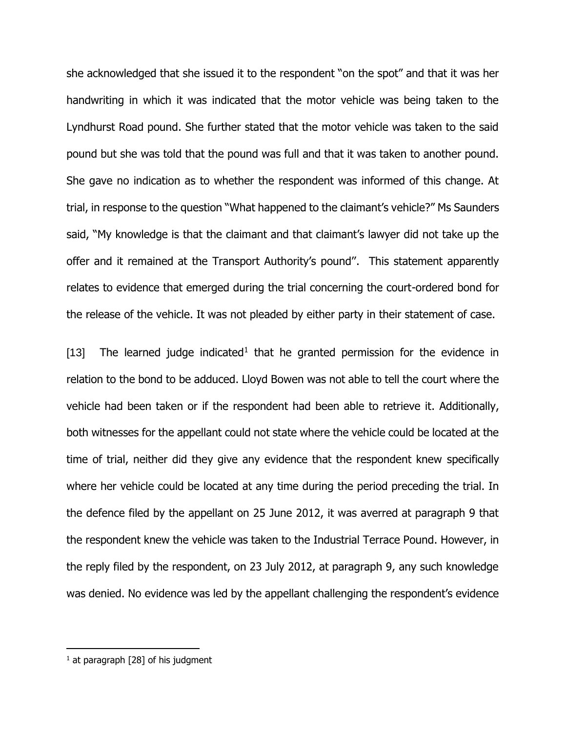she acknowledged that she issued it to the respondent "on the spot" and that it was her handwriting in which it was indicated that the motor vehicle was being taken to the Lyndhurst Road pound. She further stated that the motor vehicle was taken to the said pound but she was told that the pound was full and that it was taken to another pound. She gave no indication as to whether the respondent was informed of this change. At trial, in response to the question "What happened to the claimant's vehicle?" Ms Saunders said, "My knowledge is that the claimant and that claimant's lawyer did not take up the offer and it remained at the Transport Authority's pound". This statement apparently relates to evidence that emerged during the trial concerning the court-ordered bond for the release of the vehicle. It was not pleaded by either party in their statement of case.

[13] The learned judge indicated[1] that he granted permission for the evidence in relation to the bond to be adduced. Lloyd Bowen was not able to tell the court where the vehicle had been taken or if the respondent had been able to retrieve it. Additionally, both witnesses for the appellant could not state where the vehicle could be located at the time of trial, neither did they give any evidence that the respondent knew specifically where her vehicle could be located at any time during the period preceding the trial. In the defence filed by the appellant on 25 June 2012, it was averred at paragraph 9 that the respondent knew the vehicle was taken to the Industrial Terrace Pound. However, in the reply filed by the respondent, on 23 July 2012, at paragraph 9, any such knowledge was denied. No evidence was led by the appellant challenging the respondent's evidence

---

[1] at paragraph [28] of his judgment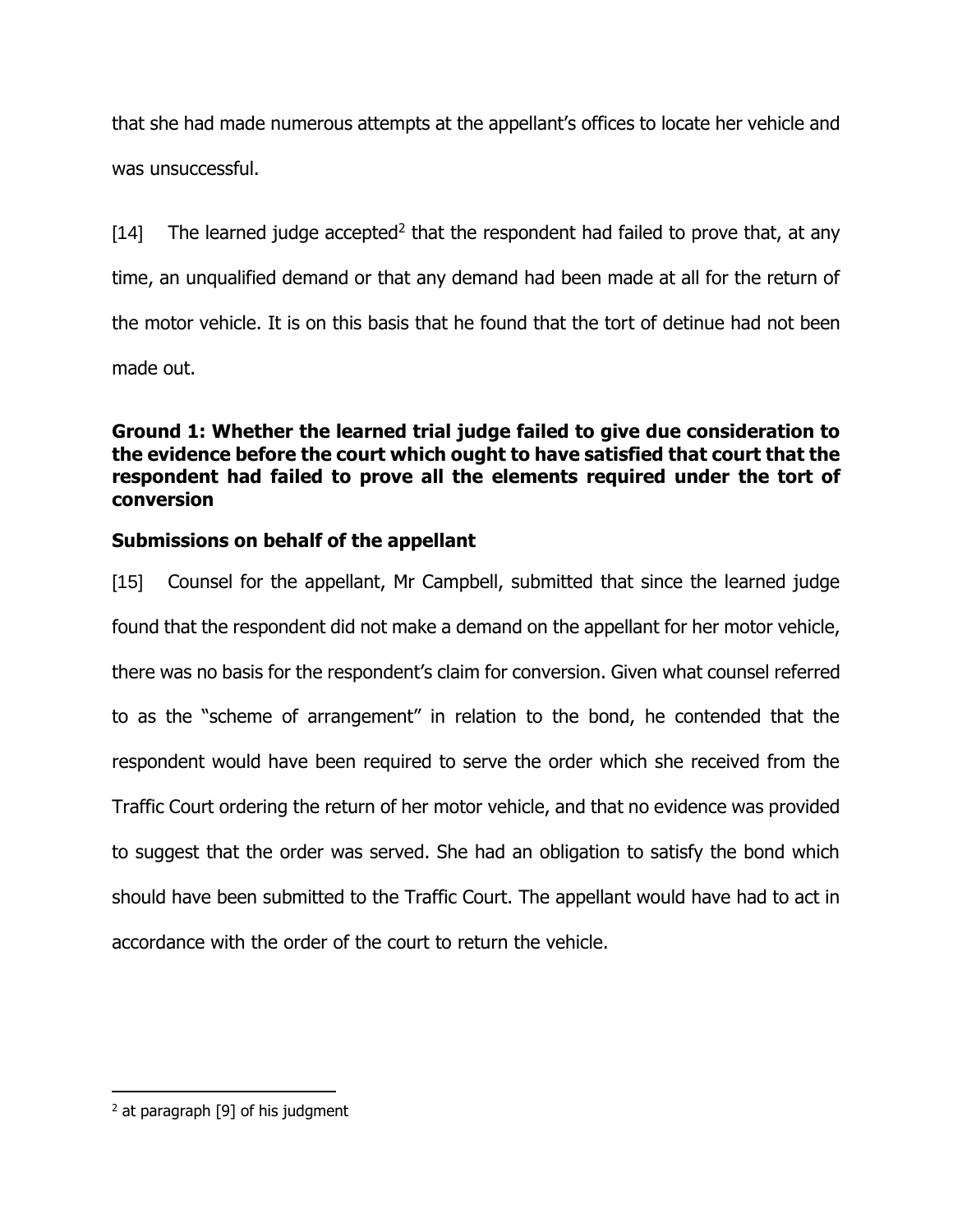that she had made numerous attempts at the appellant's offices to locate her vehicle and was unsuccessful.

[14] The learned judge accepted[2] that the respondent had failed to prove that, at any time, an unqualified demand or that any demand had been made at all for the return of the motor vehicle. It is on this basis that he found that the tort of detinue had not been made out.

**Ground 1: Whether the learned trial judge failed to give due consideration to the evidence before the court which ought to have satisfied that court that the respondent had failed to prove all the elements required under the tort of conversion**

**Submissions on behalf of the appellant**

[15] Counsel for the appellant, Mr Campbell, submitted that since the learned judge found that the respondent did not make a demand on the appellant for her motor vehicle, there was no basis for the respondent's claim for conversion. Given what counsel referred to as the "scheme of arrangement" in relation to the bond, he contended that the respondent would have been required to serve the order which she received from the Traffic Court ordering the return of her motor vehicle, and that no evidence was provided to suggest that the order was served. She had an obligation to satisfy the bond which should have been submitted to the Traffic Court. The appellant would have had to act in accordance with the order of the court to return the vehicle.

---

[2] at paragraph [9] of his judgment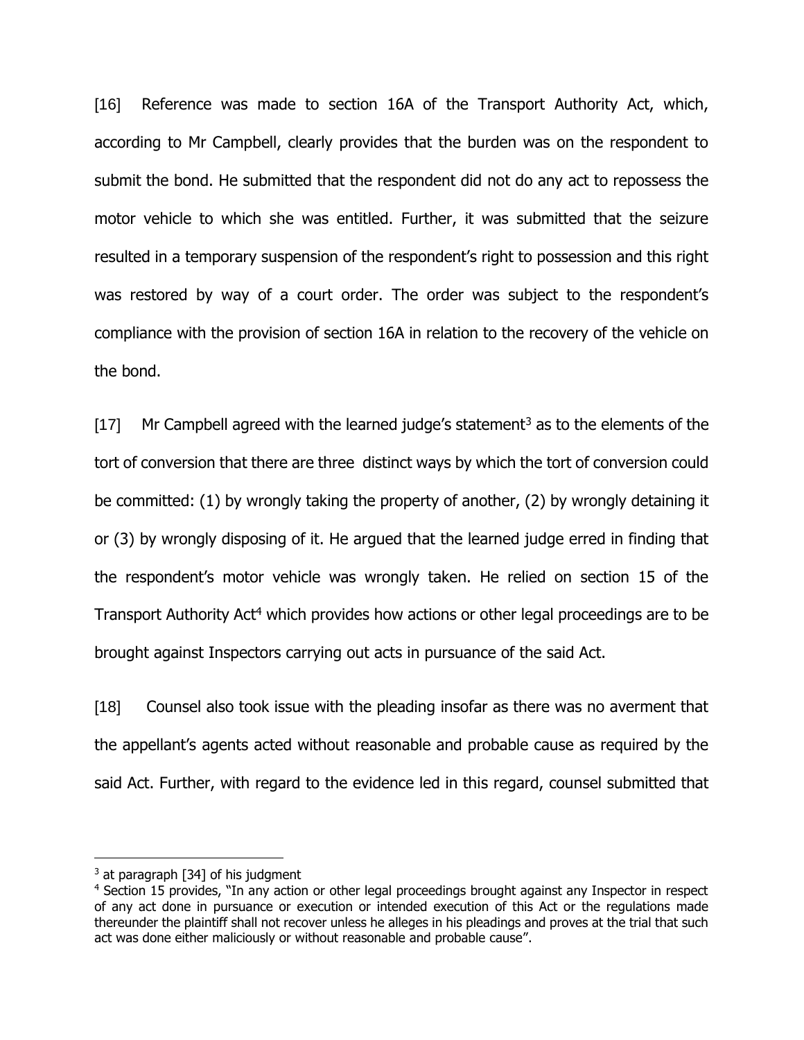[16] Reference was made to section 16A of the Transport Authority Act, which, according to Mr Campbell, clearly provides that the burden was on the respondent to submit the bond. He submitted that the respondent did not do any act to repossess the motor vehicle to which she was entitled. Further, it was submitted that the seizure resulted in a temporary suspension of the respondent's right to possession and this right was restored by way of a court order. The order was subject to the respondent's compliance with the provision of section 16A in relation to the recovery of the vehicle on the bond.

[17] Mr Campbell agreed with the learned judge's statement[3] as to the elements of the tort of conversion that there are three distinct ways by which the tort of conversion could be committed: (1) by wrongly taking the property of another, (2) by wrongly detaining it or (3) by wrongly disposing of it. He argued that the learned judge erred in finding that the respondent's motor vehicle was wrongly taken. He relied on section 15 of the Transport Authority Act[4] which provides how actions or other legal proceedings are to be brought against Inspectors carrying out acts in pursuance of the said Act.

[18] Counsel also took issue with the pleading insofar as there was no averment that the appellant's agents acted without reasonable and probable cause as required by the said Act. Further, with regard to the evidence led in this regard, counsel submitted that

---

[3] at paragraph [34] of his judgment

[4] Section 15 provides, "In any action or other legal proceedings brought against any Inspector in respect of any act done in pursuance or execution or intended execution of this Act or the regulations made thereunder the plaintiff shall not recover unless he alleges in his pleadings and proves at the trial that such act was done either maliciously or without reasonable and probable cause".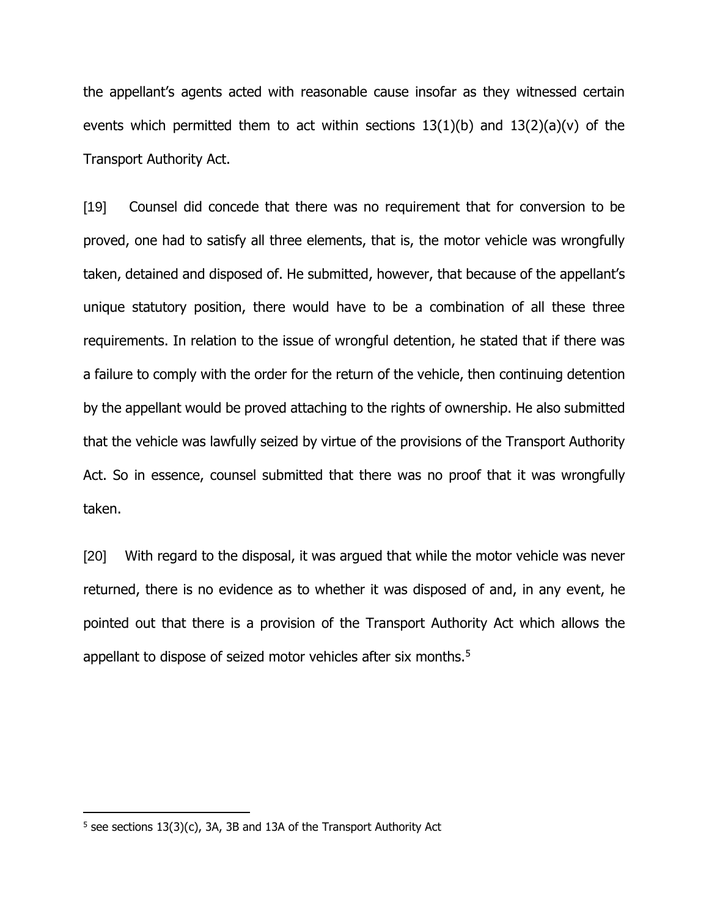the appellant's agents acted with reasonable cause insofar as they witnessed certain events which permitted them to act within sections 13(1)(b) and 13(2)(a)(v) of the Transport Authority Act.

[19] Counsel did concede that there was no requirement that for conversion to be proved, one had to satisfy all three elements, that is, the motor vehicle was wrongfully taken, detained and disposed of. He submitted, however, that because of the appellant's unique statutory position, there would have to be a combination of all these three requirements. In relation to the issue of wrongful detention, he stated that if there was a failure to comply with the order for the return of the vehicle, then continuing detention by the appellant would be proved attaching to the rights of ownership. He also submitted that the vehicle was lawfully seized by virtue of the provisions of the Transport Authority Act. So in essence, counsel submitted that there was no proof that it was wrongfully taken.

[20] With regard to the disposal, it was argued that while the motor vehicle was never returned, there is no evidence as to whether it was disposed of and, in any event, he pointed out that there is a provision of the Transport Authority Act which allows the appellant to dispose of seized motor vehicles after six months.[5]

---

[5] see sections 13(3)(c), 3A, 3B and 13A of the Transport Authority Act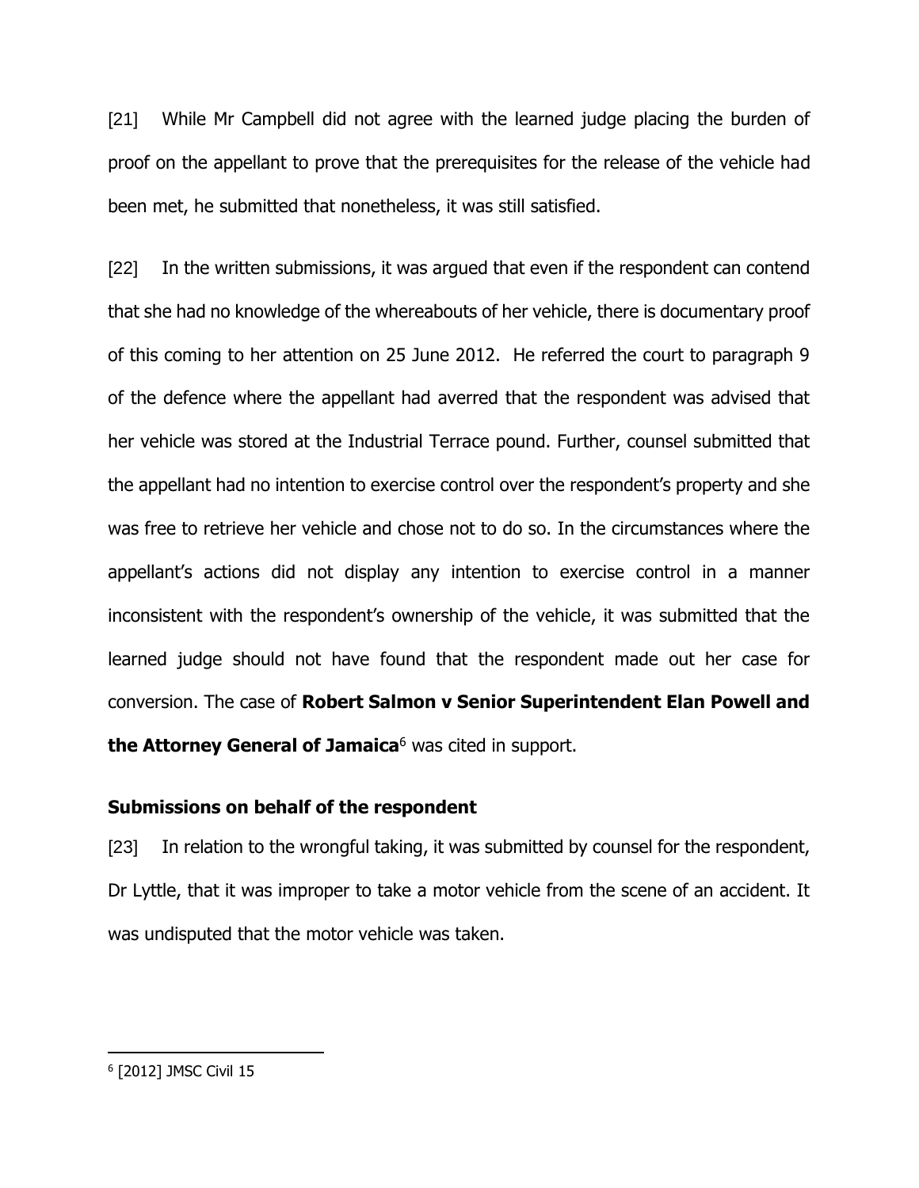[21] While Mr Campbell did not agree with the learned judge placing the burden of proof on the appellant to prove that the prerequisites for the release of the vehicle had been met, he submitted that nonetheless, it was still satisfied.

[22] In the written submissions, it was argued that even if the respondent can contend that she had no knowledge of the whereabouts of her vehicle, there is documentary proof of this coming to her attention on 25 June 2012. He referred the court to paragraph 9 of the defence where the appellant had averred that the respondent was advised that her vehicle was stored at the Industrial Terrace pound. Further, counsel submitted that the appellant had no intention to exercise control over the respondent's property and she was free to retrieve her vehicle and chose not to do so. In the circumstances where the appellant's actions did not display any intention to exercise control in a manner inconsistent with the respondent's ownership of the vehicle, it was submitted that the learned judge should not have found that the respondent made out her case for conversion. The case of **Robert Salmon v Senior Superintendent Elan Powell and the Attorney General of Jamaica**[6] was cited in support.

## Submissions on behalf of the respondent

[23] In relation to the wrongful taking, it was submitted by counsel for the respondent, Dr Lyttle, that it was improper to take a motor vehicle from the scene of an accident. It was undisputed that the motor vehicle was taken.

---

[6] [2012] JMSC Civil 15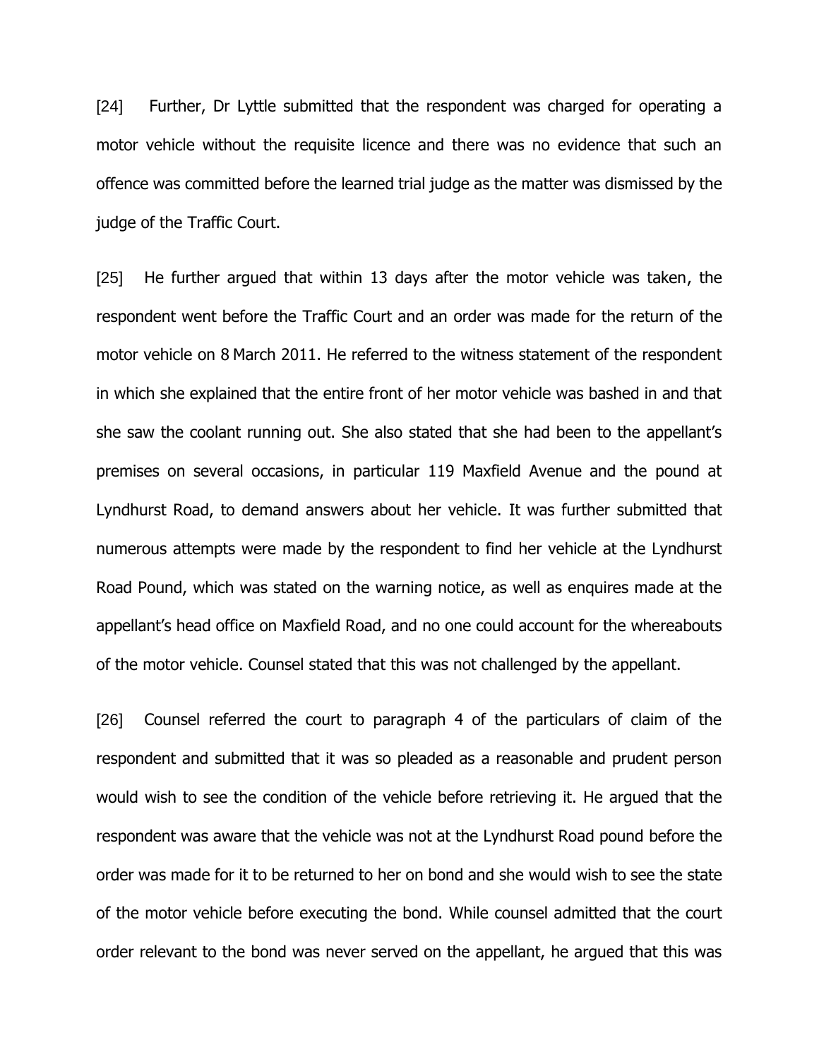[24] Further, Dr Lyttle submitted that the respondent was charged for operating a motor vehicle without the requisite licence and there was no evidence that such an offence was committed before the learned trial judge as the matter was dismissed by the judge of the Traffic Court.

[25] He further argued that within 13 days after the motor vehicle was taken, the respondent went before the Traffic Court and an order was made for the return of the motor vehicle on 8 March 2011. He referred to the witness statement of the respondent in which she explained that the entire front of her motor vehicle was bashed in and that she saw the coolant running out. She also stated that she had been to the appellant's premises on several occasions, in particular 119 Maxfield Avenue and the pound at Lyndhurst Road, to demand answers about her vehicle. It was further submitted that numerous attempts were made by the respondent to find her vehicle at the Lyndhurst Road Pound, which was stated on the warning notice, as well as enquires made at the appellant's head office on Maxfield Road, and no one could account for the whereabouts of the motor vehicle. Counsel stated that this was not challenged by the appellant.

[26] Counsel referred the court to paragraph 4 of the particulars of claim of the respondent and submitted that it was so pleaded as a reasonable and prudent person would wish to see the condition of the vehicle before retrieving it. He argued that the respondent was aware that the vehicle was not at the Lyndhurst Road pound before the order was made for it to be returned to her on bond and she would wish to see the state of the motor vehicle before executing the bond. While counsel admitted that the court order relevant to the bond was never served on the appellant, he argued that this was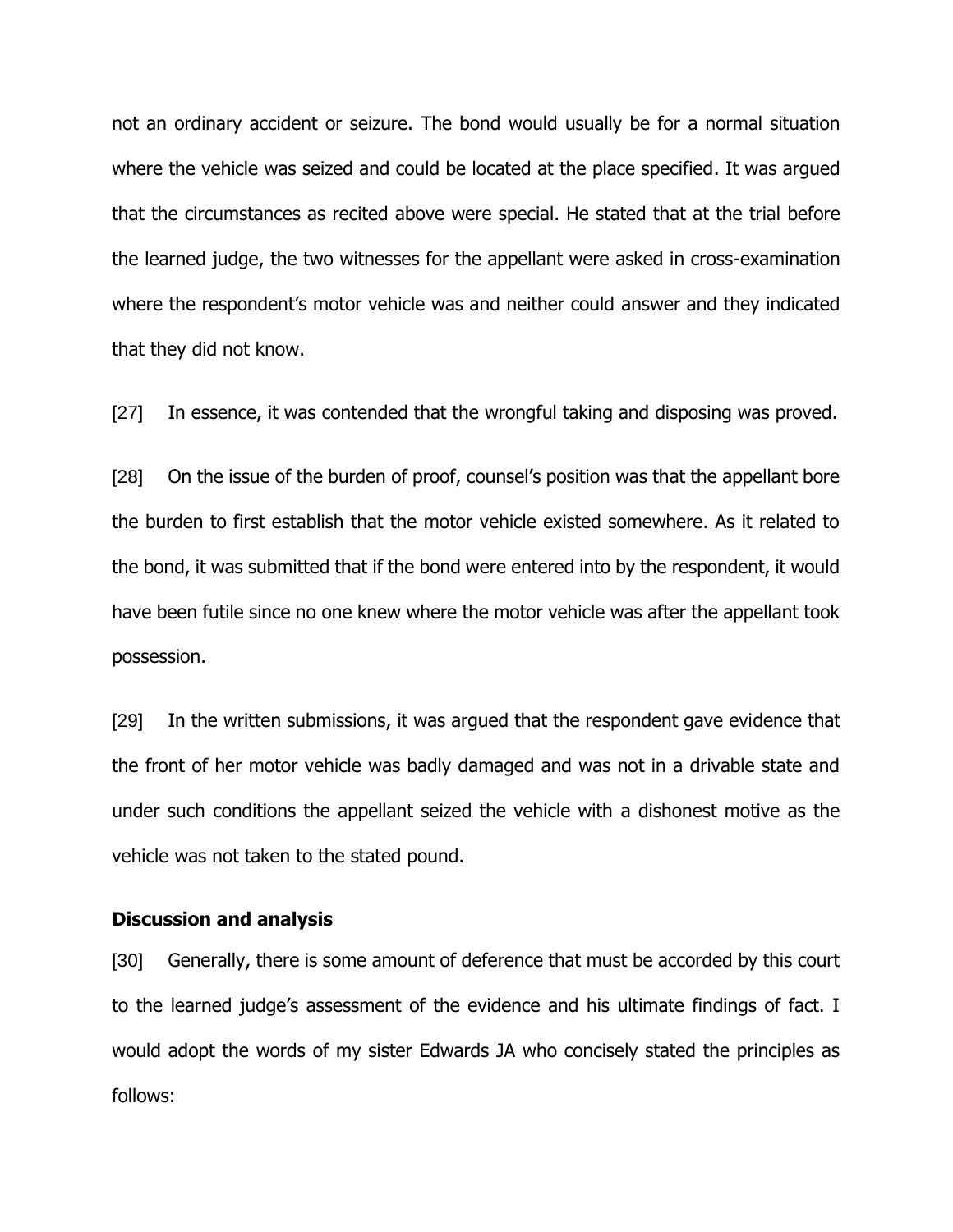not an ordinary accident or seizure. The bond would usually be for a normal situation where the vehicle was seized and could be located at the place specified. It was argued that the circumstances as recited above were special. He stated that at the trial before the learned judge, the two witnesses for the appellant were asked in cross-examination where the respondent's motor vehicle was and neither could answer and they indicated that they did not know.

[27] In essence, it was contended that the wrongful taking and disposing was proved.

[28] On the issue of the burden of proof, counsel's position was that the appellant bore the burden to first establish that the motor vehicle existed somewhere. As it related to the bond, it was submitted that if the bond were entered into by the respondent, it would have been futile since no one knew where the motor vehicle was after the appellant took possession.

[29] In the written submissions, it was argued that the respondent gave evidence that the front of her motor vehicle was badly damaged and was not in a drivable state and under such conditions the appellant seized the vehicle with a dishonest motive as the vehicle was not taken to the stated pound.

**Discussion and analysis**

[30] Generally, there is some amount of deference that must be accorded by this court to the learned judge's assessment of the evidence and his ultimate findings of fact. I would adopt the words of my sister Edwards JA who concisely stated the principles as follows: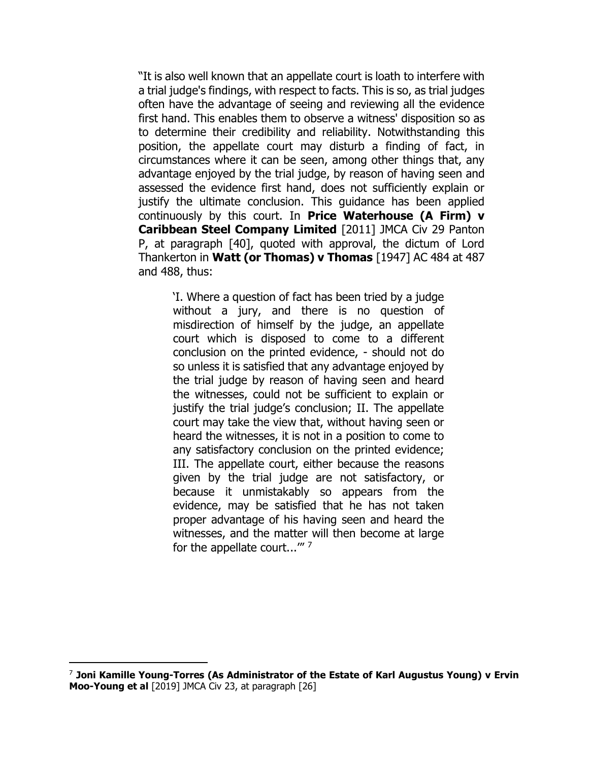"It is also well known that an appellate court is loath to interfere with a trial judge's findings, with respect to facts. This is so, as trial judges often have the advantage of seeing and reviewing all the evidence first hand. This enables them to observe a witness' disposition so as to determine their credibility and reliability. Notwithstanding this position, the appellate court may disturb a finding of fact, in circumstances where it can be seen, among other things that, any advantage enjoyed by the trial judge, by reason of having seen and assessed the evidence first hand, does not sufficiently explain or justify the ultimate conclusion. This guidance has been applied continuously by this court. In **Price Waterhouse (A Firm) v Caribbean Steel Company Limited** [2011] JMCA Civ 29 Panton P, at paragraph [40], quoted with approval, the dictum of Lord Thankerton in **Watt (or Thomas) v Thomas** [1947] AC 484 at 487 and 488, thus:

> 'I. Where a question of fact has been tried by a judge without a jury, and there is no question of misdirection of himself by the judge, an appellate court which is disposed to come to a different conclusion on the printed evidence, - should not do so unless it is satisfied that any advantage enjoyed by the trial judge by reason of having seen and heard the witnesses, could not be sufficient to explain or justify the trial judge's conclusion; II. The appellate court may take the view that, without having seen or heard the witnesses, it is not in a position to come to any satisfactory conclusion on the printed evidence; III. The appellate court, either because the reasons given by the trial judge are not satisfactory, or because it unmistakably so appears from the evidence, may be satisfied that he has not taken proper advantage of his having seen and heard the witnesses, and the matter will then become at large for the appellate court...'" [7]

---

[7] **Joni Kamille Young-Torres (As Administrator of the Estate of Karl Augustus Young) v Ervin Moo-Young et al** [2019] JMCA Civ 23, at paragraph [26]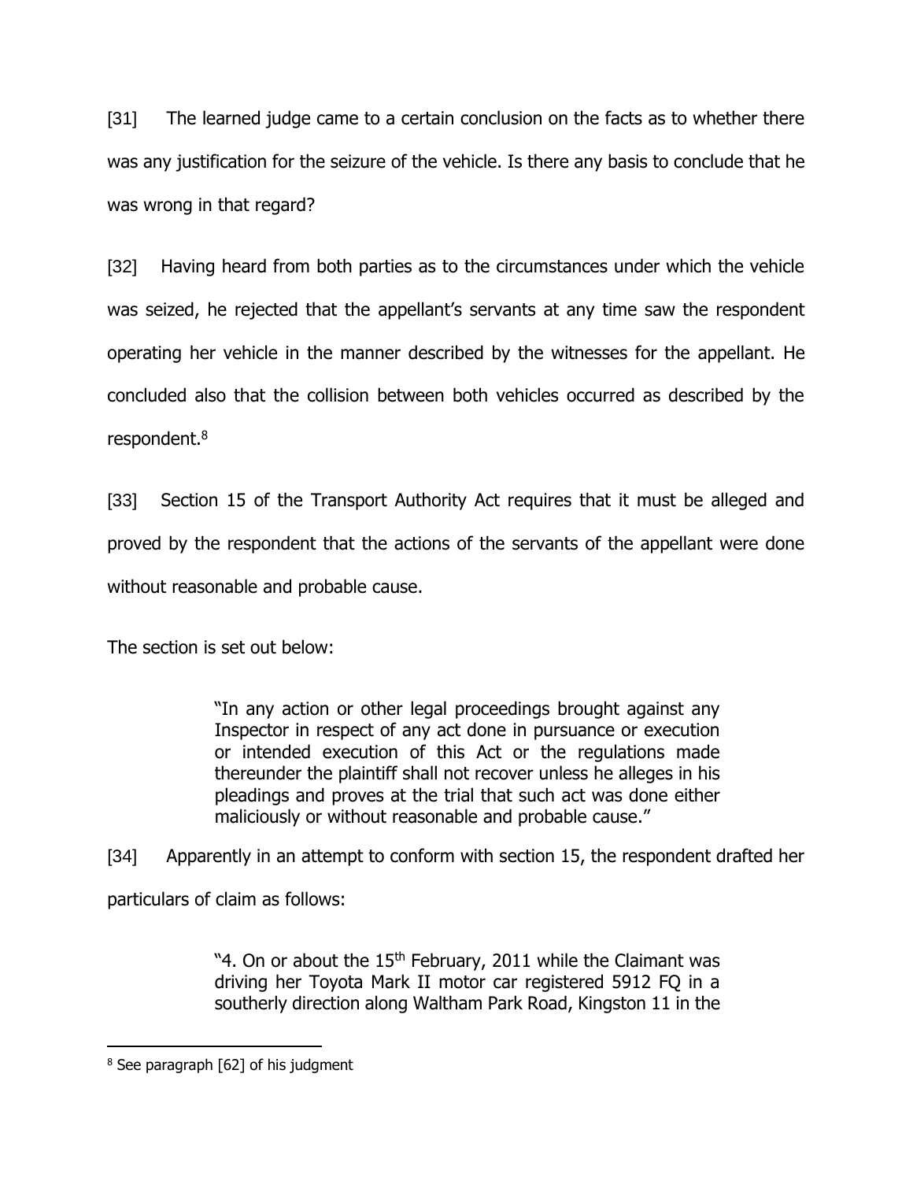[31] The learned judge came to a certain conclusion on the facts as to whether there was any justification for the seizure of the vehicle. Is there any basis to conclude that he was wrong in that regard?

[32] Having heard from both parties as to the circumstances under which the vehicle was seized, he rejected that the appellant's servants at any time saw the respondent operating her vehicle in the manner described by the witnesses for the appellant. He concluded also that the collision between both vehicles occurred as described by the respondent.[8]

[33] Section 15 of the Transport Authority Act requires that it must be alleged and proved by the respondent that the actions of the servants of the appellant were done without reasonable and probable cause.

The section is set out below:

> "In any action or other legal proceedings brought against any Inspector in respect of any act done in pursuance or execution or intended execution of this Act or the regulations made thereunder the plaintiff shall not recover unless he alleges in his pleadings and proves at the trial that such act was done either maliciously or without reasonable and probable cause."

[34] Apparently in an attempt to conform with section 15, the respondent drafted her particulars of claim as follows:

> "4. On or about the 15th February, 2011 while the Claimant was driving her Toyota Mark II motor car registered 5912 FQ in a southerly direction along Waltham Park Road, Kingston 11 in the

[8] See paragraph [62] of his judgment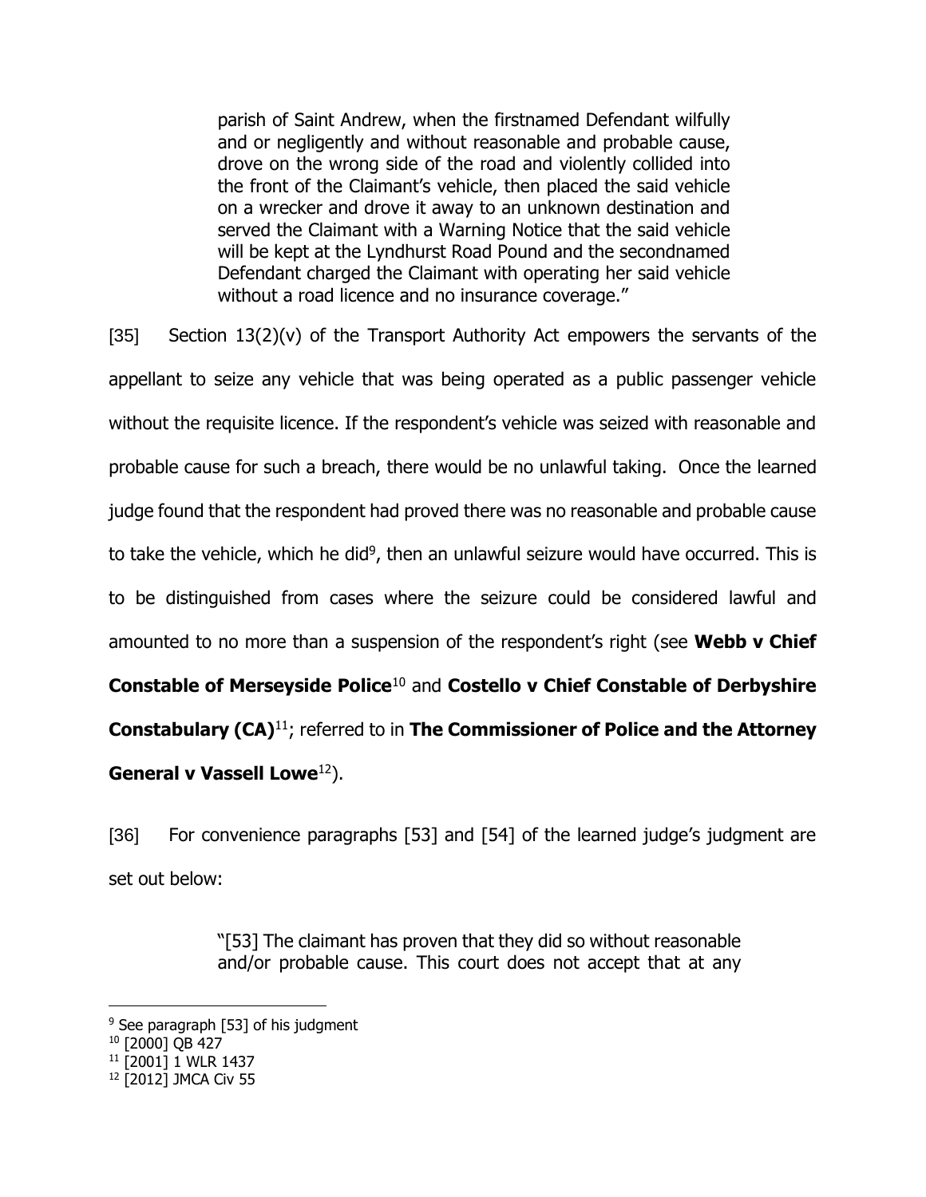> parish of Saint Andrew, when the firstnamed Defendant wilfully and or negligently and without reasonable and probable cause, drove on the wrong side of the road and violently collided into the front of the Claimant's vehicle, then placed the said vehicle on a wrecker and drove it away to an unknown destination and served the Claimant with a Warning Notice that the said vehicle will be kept at the Lyndhurst Road Pound and the secondnamed Defendant charged the Claimant with operating her said vehicle without a road licence and no insurance coverage."

[35] Section 13(2)(v) of the Transport Authority Act empowers the servants of the appellant to seize any vehicle that was being operated as a public passenger vehicle without the requisite licence. If the respondent's vehicle was seized with reasonable and probable cause for such a breach, there would be no unlawful taking. Once the learned judge found that the respondent had proved there was no reasonable and probable cause to take the vehicle, which he did[9], then an unlawful seizure would have occurred. This is to be distinguished from cases where the seizure could be considered lawful and amounted to no more than a suspension of the respondent's right (see **Webb v Chief Constable of Merseyside Police**[10] and **Costello v Chief Constable of Derbyshire Constabulary (CA)**[11]; referred to in **The Commissioner of Police and the Attorney General v Vassell Lowe**[12]).

[36] For convenience paragraphs [53] and [54] of the learned judge's judgment are set out below:

> "[53] The claimant has proven that they did so without reasonable and/or probable cause. This court does not accept that at any

---

[9] See paragraph [53] of his judgment

[10] [2000] QB 427

[11] [2001] 1 WLR 1437

[12] [2012] JMCA Civ 55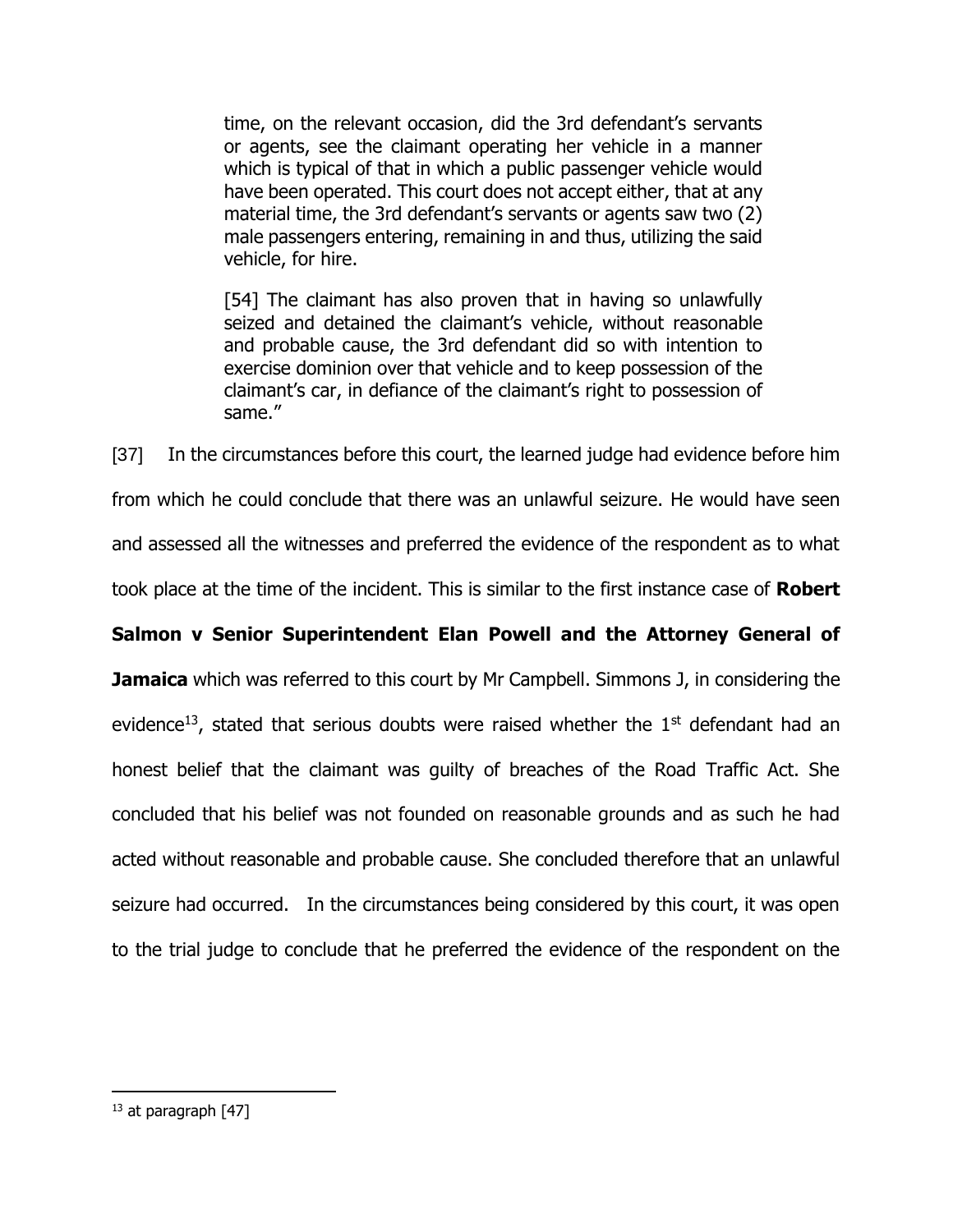> time, on the relevant occasion, did the 3rd defendant's servants or agents, see the claimant operating her vehicle in a manner which is typical of that in which a public passenger vehicle would have been operated. This court does not accept either, that at any material time, the 3rd defendant's servants or agents saw two (2) male passengers entering, remaining in and thus, utilizing the said vehicle, for hire.
>
> [54] The claimant has also proven that in having so unlawfully seized and detained the claimant's vehicle, without reasonable and probable cause, the 3rd defendant did so with intention to exercise dominion over that vehicle and to keep possession of the claimant's car, in defiance of the claimant's right to possession of same."

[37] In the circumstances before this court, the learned judge had evidence before him from which he could conclude that there was an unlawful seizure. He would have seen and assessed all the witnesses and preferred the evidence of the respondent as to what took place at the time of the incident. This is similar to the first instance case of **Robert Salmon v Senior Superintendent Elan Powell and the Attorney General of Jamaica** which was referred to this court by Mr Campbell. Simmons J, in considering the evidence[13], stated that serious doubts were raised whether the 1st defendant had an honest belief that the claimant was guilty of breaches of the Road Traffic Act. She concluded that his belief was not founded on reasonable grounds and as such he had acted without reasonable and probable cause. She concluded therefore that an unlawful seizure had occurred. In the circumstances being considered by this court, it was open to the trial judge to conclude that he preferred the evidence of the respondent on the

---

[13] at paragraph [47]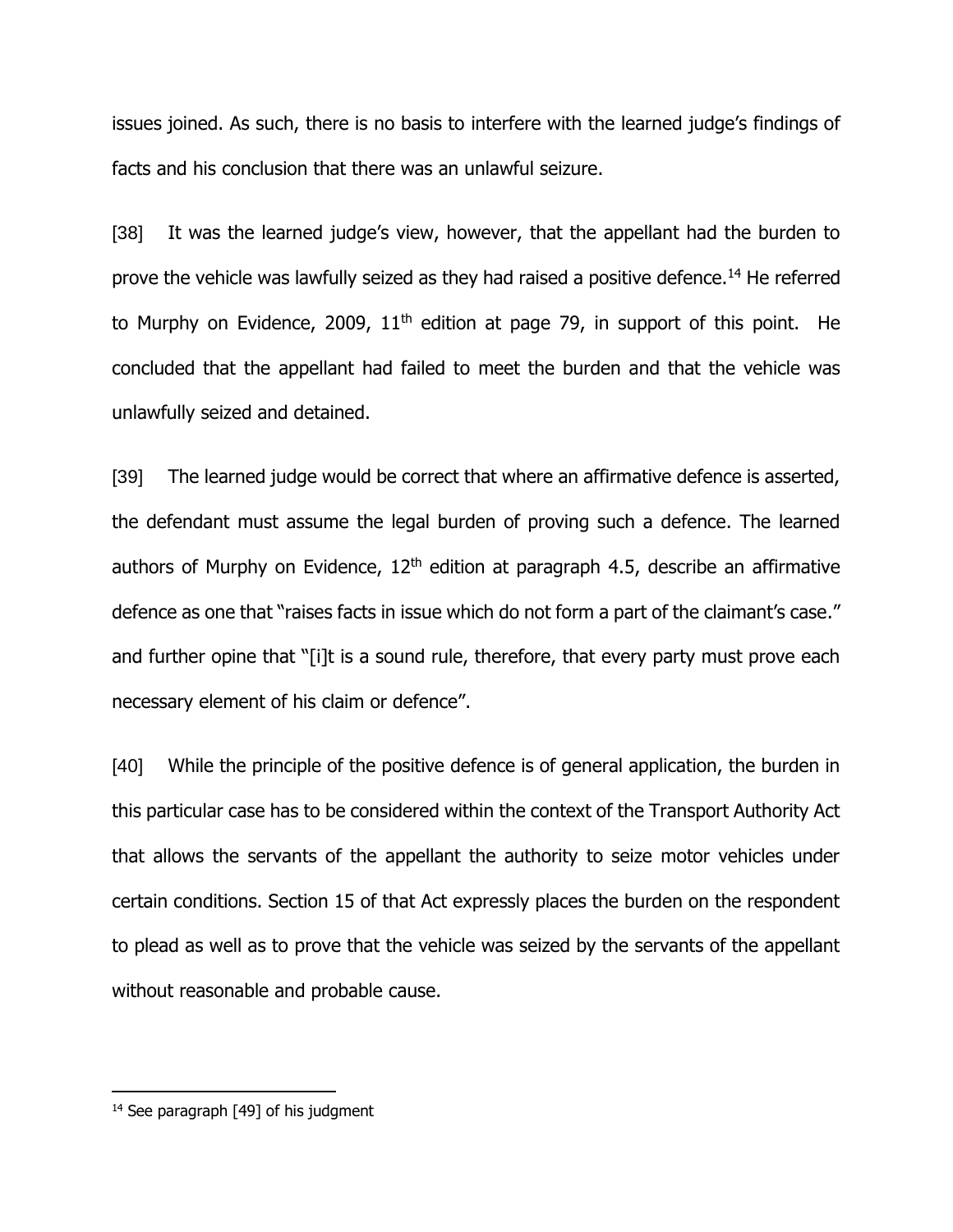issues joined. As such, there is no basis to interfere with the learned judge's findings of facts and his conclusion that there was an unlawful seizure.

[38] It was the learned judge's view, however, that the appellant had the burden to prove the vehicle was lawfully seized as they had raised a positive defence.[14] He referred to Murphy on Evidence, 2009, 11th edition at page 79, in support of this point. He concluded that the appellant had failed to meet the burden and that the vehicle was unlawfully seized and detained.

[39] The learned judge would be correct that where an affirmative defence is asserted, the defendant must assume the legal burden of proving such a defence. The learned authors of Murphy on Evidence, 12th edition at paragraph 4.5, describe an affirmative defence as one that "raises facts in issue which do not form a part of the claimant's case." and further opine that "[i]t is a sound rule, therefore, that every party must prove each necessary element of his claim or defence".

[40] While the principle of the positive defence is of general application, the burden in this particular case has to be considered within the context of the Transport Authority Act that allows the servants of the appellant the authority to seize motor vehicles under certain conditions. Section 15 of that Act expressly places the burden on the respondent to plead as well as to prove that the vehicle was seized by the servants of the appellant without reasonable and probable cause.

---

[14] See paragraph [49] of his judgment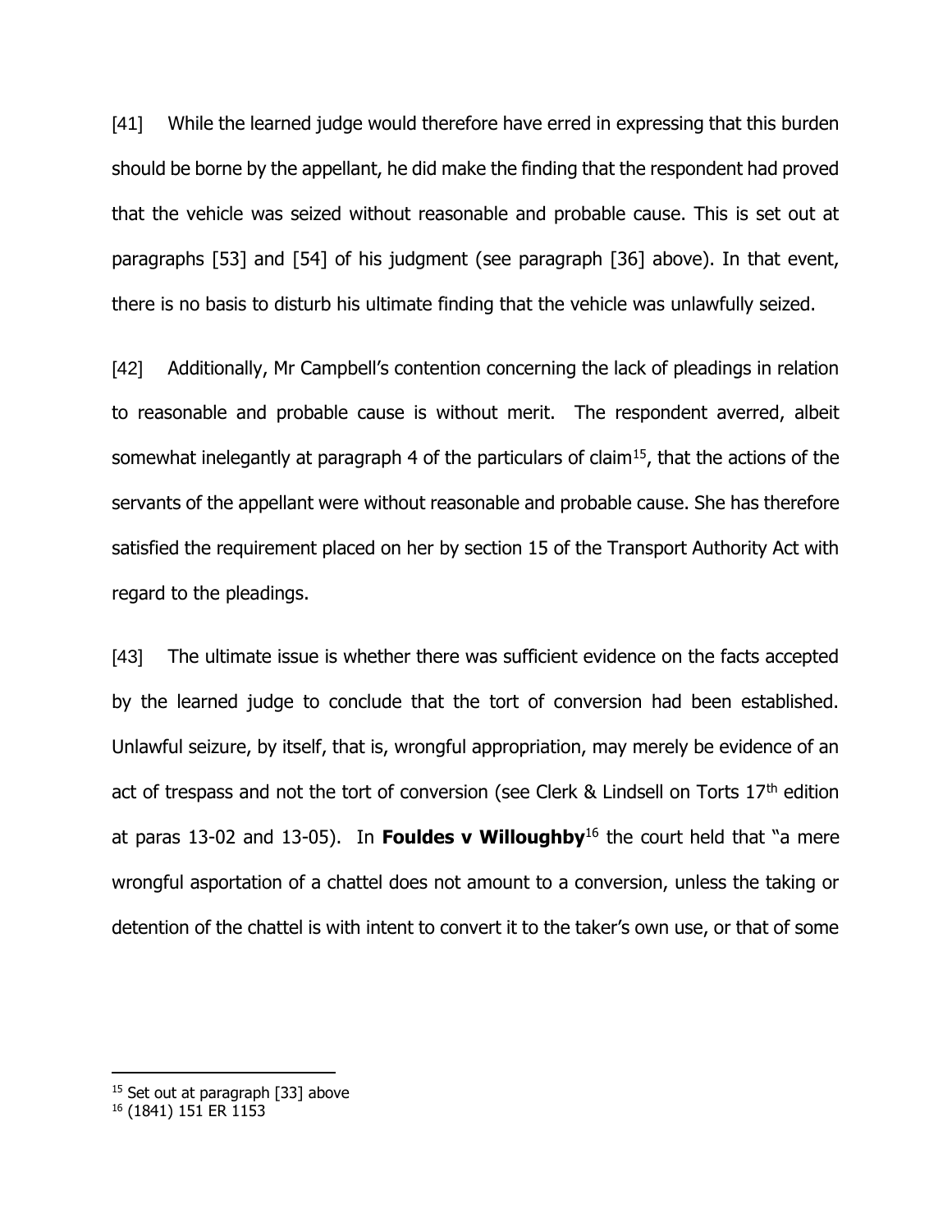[41] While the learned judge would therefore have erred in expressing that this burden should be borne by the appellant, he did make the finding that the respondent had proved that the vehicle was seized without reasonable and probable cause. This is set out at paragraphs [53] and [54] of his judgment (see paragraph [36] above). In that event, there is no basis to disturb his ultimate finding that the vehicle was unlawfully seized.

[42] Additionally, Mr Campbell's contention concerning the lack of pleadings in relation to reasonable and probable cause is without merit. The respondent averred, albeit somewhat inelegantly at paragraph 4 of the particulars of claim[15], that the actions of the servants of the appellant were without reasonable and probable cause. She has therefore satisfied the requirement placed on her by section 15 of the Transport Authority Act with regard to the pleadings.

[43] The ultimate issue is whether there was sufficient evidence on the facts accepted by the learned judge to conclude that the tort of conversion had been established. Unlawful seizure, by itself, that is, wrongful appropriation, may merely be evidence of an act of trespass and not the tort of conversion (see Clerk & Lindsell on Torts 17th edition at paras 13-02 and 13-05). In **Fouldes v Willoughby**[16] the court held that "a mere wrongful asportation of a chattel does not amount to a conversion, unless the taking or detention of the chattel is with intent to convert it to the taker's own use, or that of some

---

[15] Set out at paragraph [33] above

[16] (1841) 151 ER 1153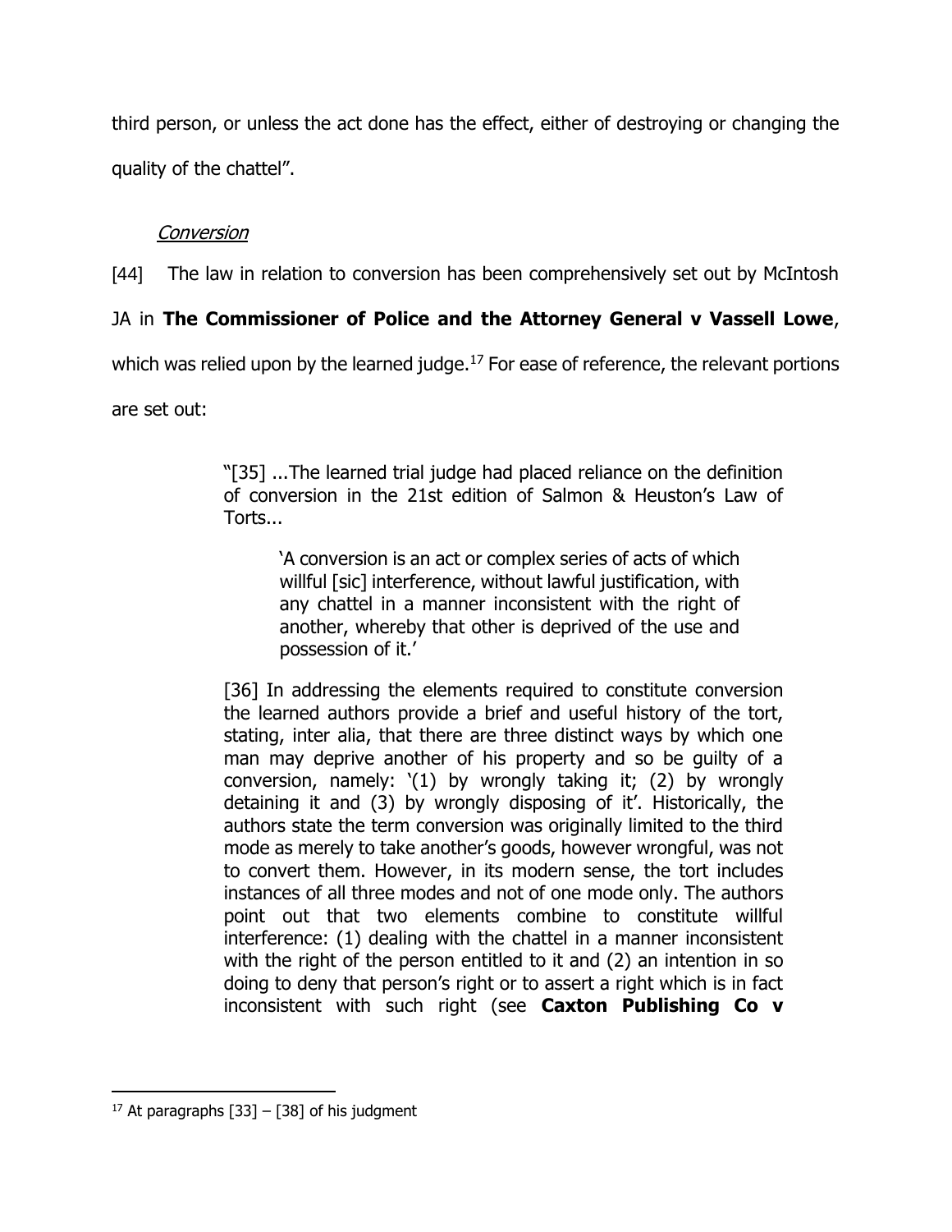third person, or unless the act done has the effect, either of destroying or changing the quality of the chattel".

*Conversion*

[44] The law in relation to conversion has been comprehensively set out by McIntosh JA in **The Commissioner of Police and the Attorney General v Vassell Lowe**, which was relied upon by the learned judge.[17] For ease of reference, the relevant portions are set out:

> "[35] ...The learned trial judge had placed reliance on the definition of conversion in the 21st edition of Salmon & Heuston's Law of Torts...
>
> > 'A conversion is an act or complex series of acts of which willful [sic] interference, without lawful justification, with any chattel in a manner inconsistent with the right of another, whereby that other is deprived of the use and possession of it.'
>
> [36] In addressing the elements required to constitute conversion the learned authors provide a brief and useful history of the tort, stating, inter alia, that there are three distinct ways by which one man may deprive another of his property and so be guilty of a conversion, namely: '(1) by wrongly taking it; (2) by wrongly detaining it and (3) by wrongly disposing of it'. Historically, the authors state the term conversion was originally limited to the third mode as merely to take another's goods, however wrongful, was not to convert them. However, in its modern sense, the tort includes instances of all three modes and not of one mode only. The authors point out that two elements combine to constitute willful interference: (1) dealing with the chattel in a manner inconsistent with the right of the person entitled to it and (2) an intention in so doing to deny that person's right or to assert a right which is in fact inconsistent with such right (see **Caxton Publishing Co v**

[17] At paragraphs [33] – [38] of his judgment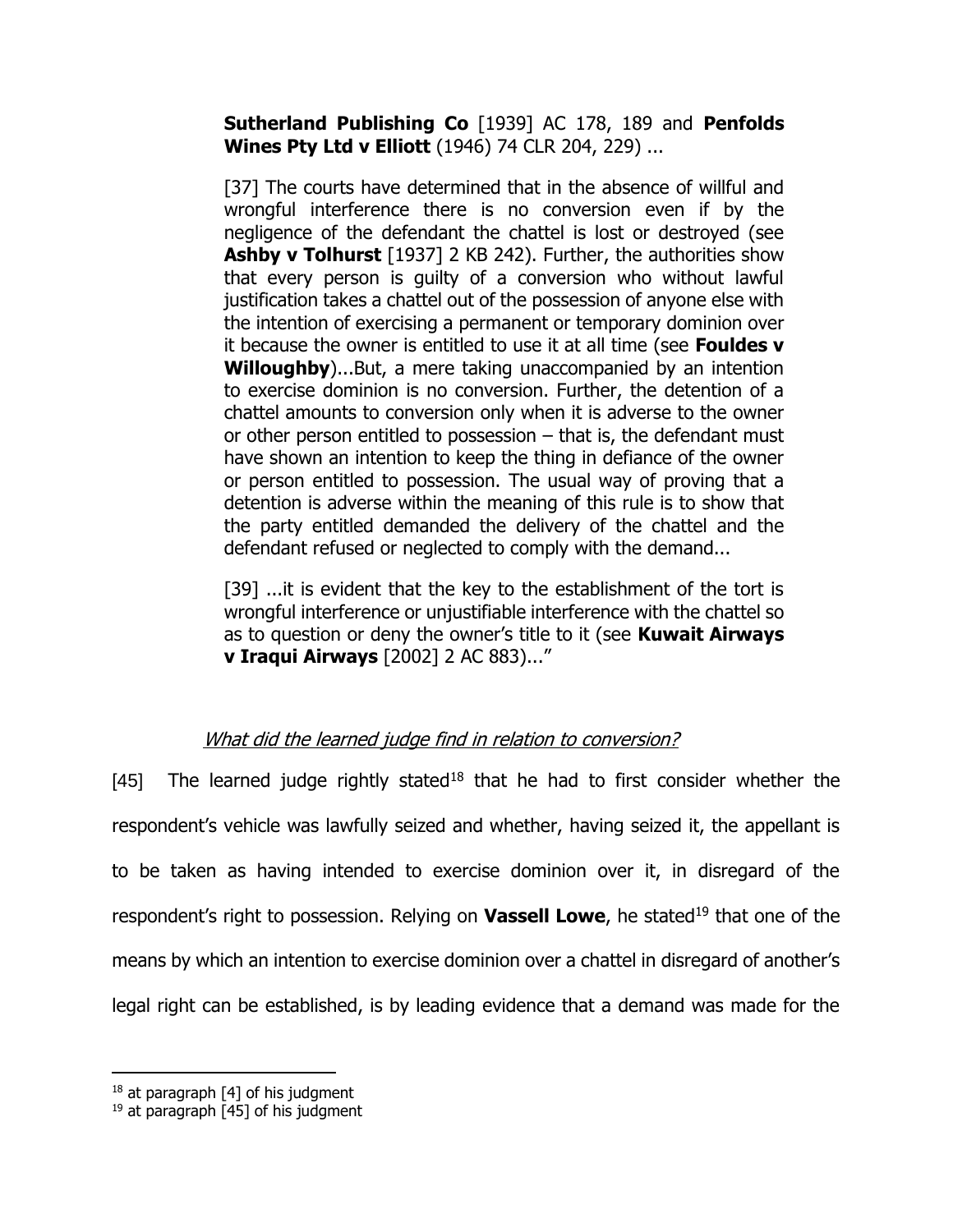**Sutherland Publishing Co** [1939] AC 178, 189 and **Penfolds Wines Pty Ltd v Elliott** (1946) 74 CLR 204, 229) ...

[37] The courts have determined that in the absence of willful and wrongful interference there is no conversion even if by the negligence of the defendant the chattel is lost or destroyed (see **Ashby v Tolhurst** [1937] 2 KB 242). Further, the authorities show that every person is guilty of a conversion who without lawful justification takes a chattel out of the possession of anyone else with the intention of exercising a permanent or temporary dominion over it because the owner is entitled to use it at all time (see **Fouldes v Willoughby**)...But, a mere taking unaccompanied by an intention to exercise dominion is no conversion. Further, the detention of a chattel amounts to conversion only when it is adverse to the owner or other person entitled to possession – that is, the defendant must have shown an intention to keep the thing in defiance of the owner or person entitled to possession. The usual way of proving that a detention is adverse within the meaning of this rule is to show that the party entitled demanded the delivery of the chattel and the defendant refused or neglected to comply with the demand...

[39] ...it is evident that the key to the establishment of the tort is wrongful interference or unjustifiable interference with the chattel so as to question or deny the owner's title to it (see **Kuwait Airways v Iraqui Airways** [2002] 2 AC 883)..."

*What did the learned judge find in relation to conversion?*

[45] The learned judge rightly stated[18] that he had to first consider whether the respondent's vehicle was lawfully seized and whether, having seized it, the appellant is to be taken as having intended to exercise dominion over it, in disregard of the respondent's right to possession. Relying on **Vassell Lowe**, he stated[19] that one of the means by which an intention to exercise dominion over a chattel in disregard of another's legal right can be established, is by leading evidence that a demand was made for the

[18] at paragraph [4] of his judgment

[19] at paragraph [45] of his judgment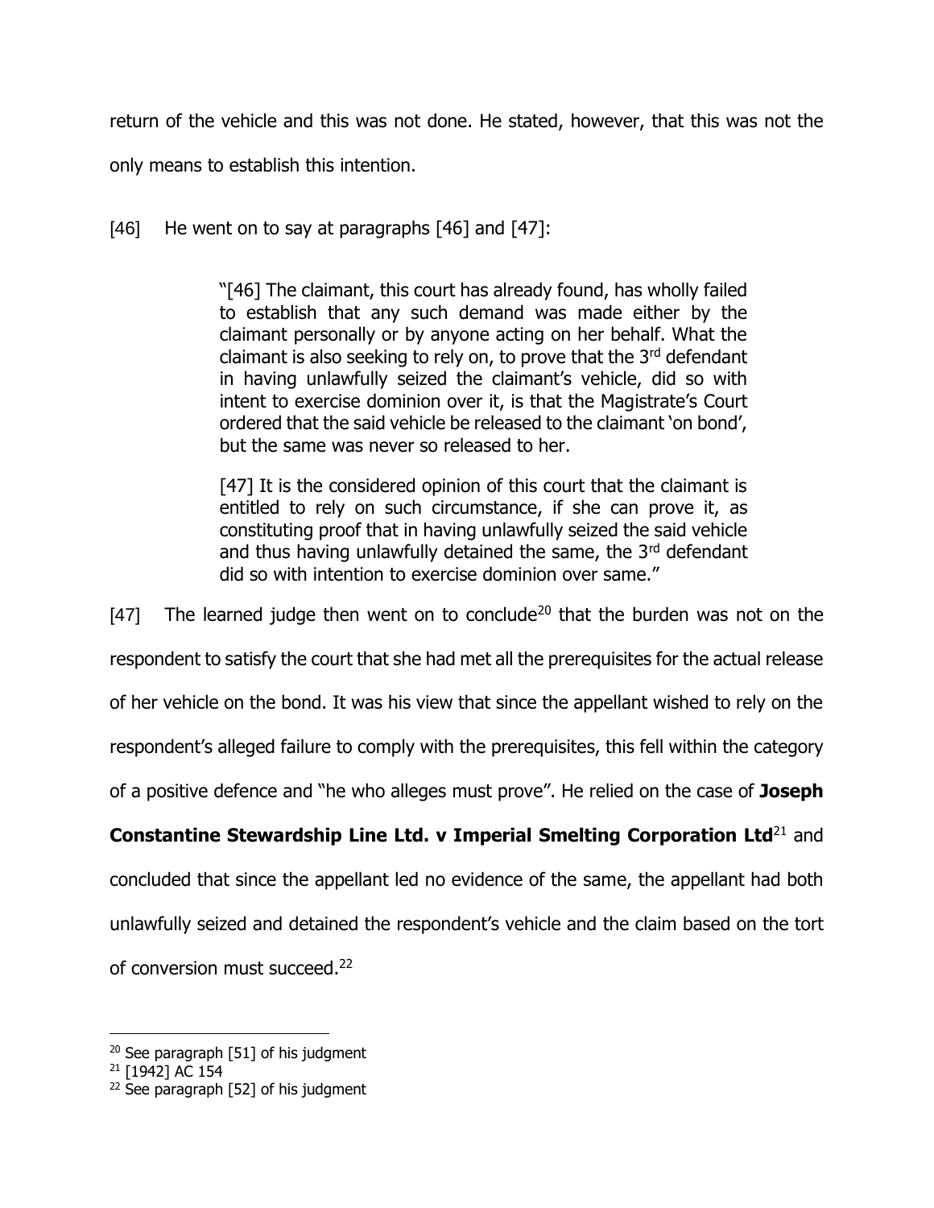return of the vehicle and this was not done. He stated, however, that this was not the only means to establish this intention.

[46] He went on to say at paragraphs [46] and [47]:

> "[46] The claimant, this court has already found, has wholly failed to establish that any such demand was made either by the claimant personally or by anyone acting on her behalf. What the claimant is also seeking to rely on, to prove that the 3rd defendant in having unlawfully seized the claimant's vehicle, did so with intent to exercise dominion over it, is that the Magistrate's Court ordered that the said vehicle be released to the claimant 'on bond', but the same was never so released to her.
>
> [47] It is the considered opinion of this court that the claimant is entitled to rely on such circumstance, if she can prove it, as constituting proof that in having unlawfully seized the said vehicle and thus having unlawfully detained the same, the 3rd defendant did so with intention to exercise dominion over same."

[47] The learned judge then went on to conclude[20] that the burden was not on the respondent to satisfy the court that she had met all the prerequisites for the actual release of her vehicle on the bond. It was his view that since the appellant wished to rely on the respondent's alleged failure to comply with the prerequisites, this fell within the category of a positive defence and "he who alleges must prove". He relied on the case of **Joseph Constantine Stewardship Line Ltd. v Imperial Smelting Corporation Ltd**[21] and concluded that since the appellant led no evidence of the same, the appellant had both unlawfully seized and detained the respondent's vehicle and the claim based on the tort of conversion must succeed.[22]

---

[20] See paragraph [51] of his judgment

[21] [1942] AC 154

[22] See paragraph [52] of his judgment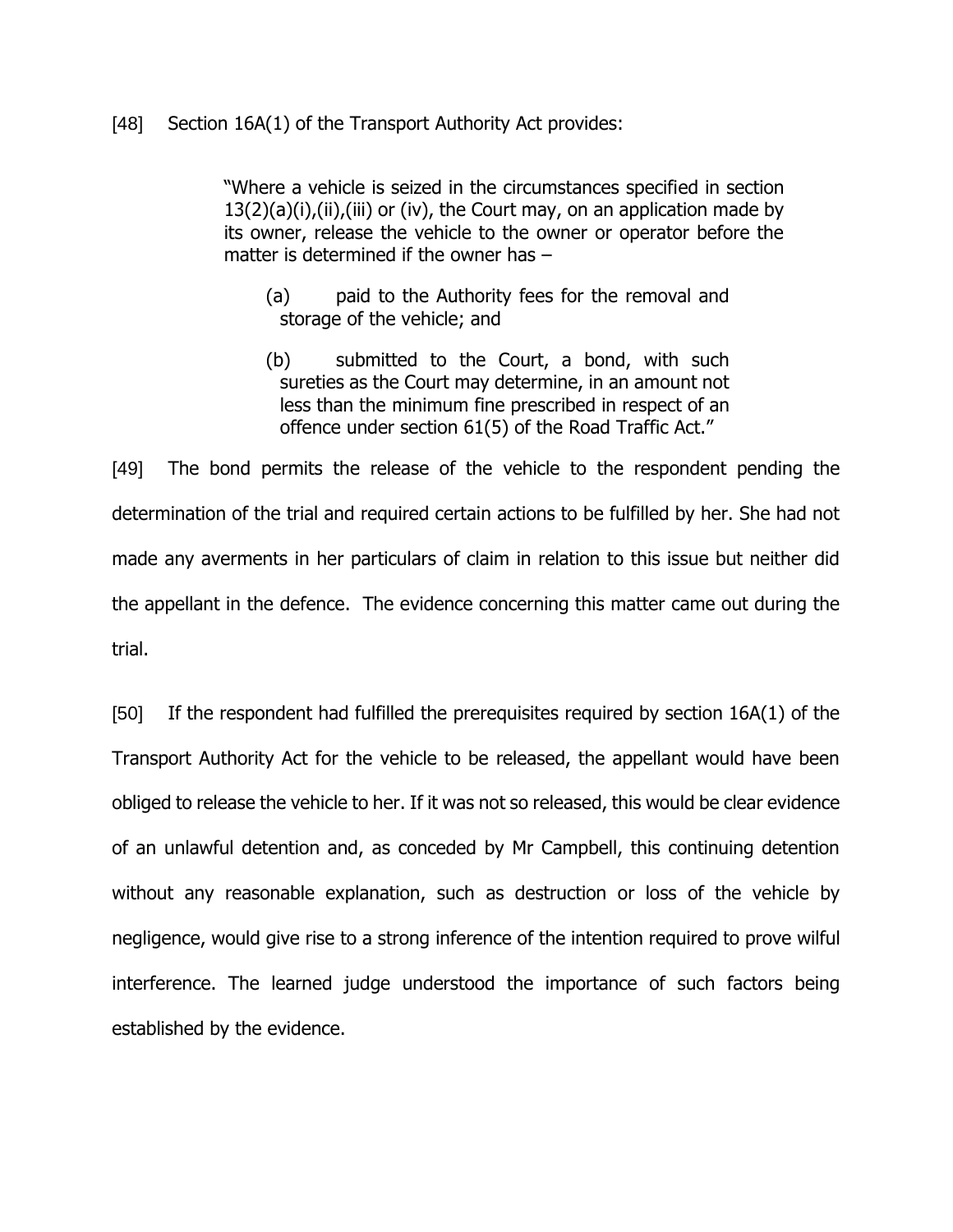[48] Section 16A(1) of the Transport Authority Act provides:

> "Where a vehicle is seized in the circumstances specified in section 13(2)(a)(i),(ii),(iii) or (iv), the Court may, on an application made by its owner, release the vehicle to the owner or operator before the matter is determined if the owner has –
>
> (a) paid to the Authority fees for the removal and storage of the vehicle; and
>
> (b) submitted to the Court, a bond, with such sureties as the Court may determine, in an amount not less than the minimum fine prescribed in respect of an offence under section 61(5) of the Road Traffic Act."

[49] The bond permits the release of the vehicle to the respondent pending the determination of the trial and required certain actions to be fulfilled by her. She had not made any averments in her particulars of claim in relation to this issue but neither did the appellant in the defence. The evidence concerning this matter came out during the trial.

[50] If the respondent had fulfilled the prerequisites required by section 16A(1) of the Transport Authority Act for the vehicle to be released, the appellant would have been obliged to release the vehicle to her. If it was not so released, this would be clear evidence of an unlawful detention and, as conceded by Mr Campbell, this continuing detention without any reasonable explanation, such as destruction or loss of the vehicle by negligence, would give rise to a strong inference of the intention required to prove wilful interference. The learned judge understood the importance of such factors being established by the evidence.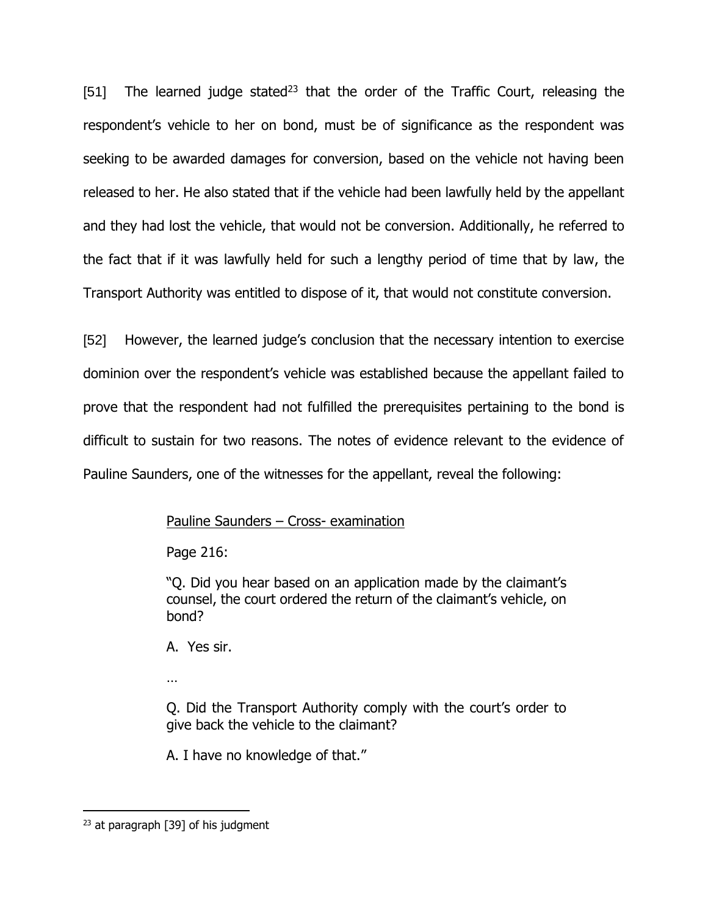[51] The learned judge stated[23] that the order of the Traffic Court, releasing the respondent's vehicle to her on bond, must be of significance as the respondent was seeking to be awarded damages for conversion, based on the vehicle not having been released to her. He also stated that if the vehicle had been lawfully held by the appellant and they had lost the vehicle, that would not be conversion. Additionally, he referred to the fact that if it was lawfully held for such a lengthy period of time that by law, the Transport Authority was entitled to dispose of it, that would not constitute conversion.

[52] However, the learned judge's conclusion that the necessary intention to exercise dominion over the respondent's vehicle was established because the appellant failed to prove that the respondent had not fulfilled the prerequisites pertaining to the bond is difficult to sustain for two reasons. The notes of evidence relevant to the evidence of Pauline Saunders, one of the witnesses for the appellant, reveal the following:

> <u>Pauline Saunders – Cross- examination</u>
>
> Page 216:
>
> "Q. Did you hear based on an application made by the claimant's counsel, the court ordered the return of the claimant's vehicle, on bond?
>
> A. Yes sir.
>
> …
>
> Q. Did the Transport Authority comply with the court's order to give back the vehicle to the claimant?
>
> A. I have no knowledge of that."

[23] at paragraph [39] of his judgment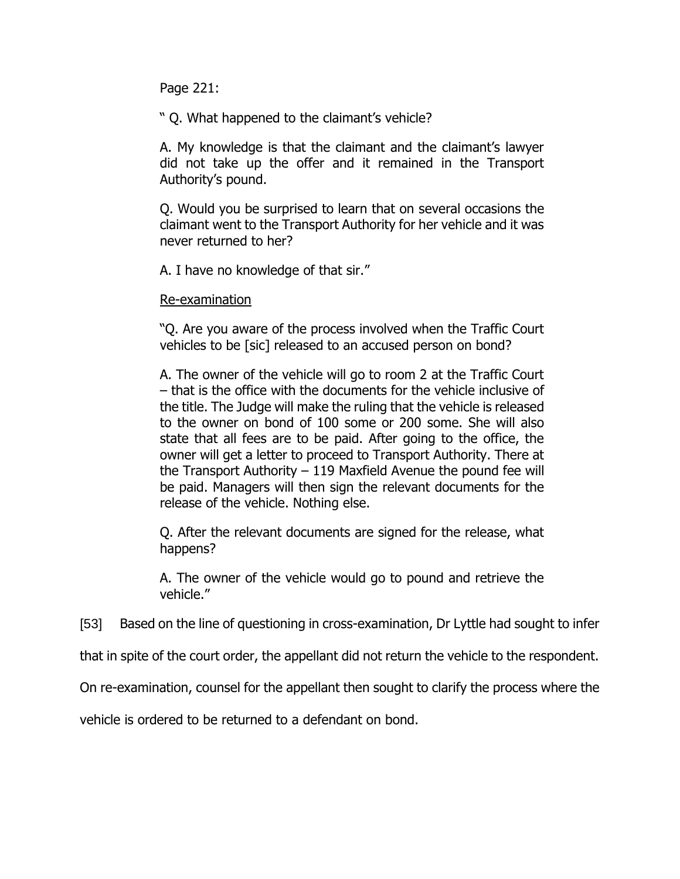Page 221:

" Q. What happened to the claimant's vehicle?

A. My knowledge is that the claimant and the claimant's lawyer did not take up the offer and it remained in the Transport Authority's pound.

Q. Would you be surprised to learn that on several occasions the claimant went to the Transport Authority for her vehicle and it was never returned to her?

A. I have no knowledge of that sir."

Re-examination

"Q. Are you aware of the process involved when the Traffic Court vehicles to be [sic] released to an accused person on bond?

A. The owner of the vehicle will go to room 2 at the Traffic Court – that is the office with the documents for the vehicle inclusive of the title. The Judge will make the ruling that the vehicle is released to the owner on bond of 100 some or 200 some. She will also state that all fees are to be paid. After going to the office, the owner will get a letter to proceed to Transport Authority. There at the Transport Authority – 119 Maxfield Avenue the pound fee will be paid. Managers will then sign the relevant documents for the release of the vehicle. Nothing else.

Q. After the relevant documents are signed for the release, what happens?

A. The owner of the vehicle would go to pound and retrieve the vehicle."

[53] Based on the line of questioning in cross-examination, Dr Lyttle had sought to infer that in spite of the court order, the appellant did not return the vehicle to the respondent. On re-examination, counsel for the appellant then sought to clarify the process where the vehicle is ordered to be returned to a defendant on bond.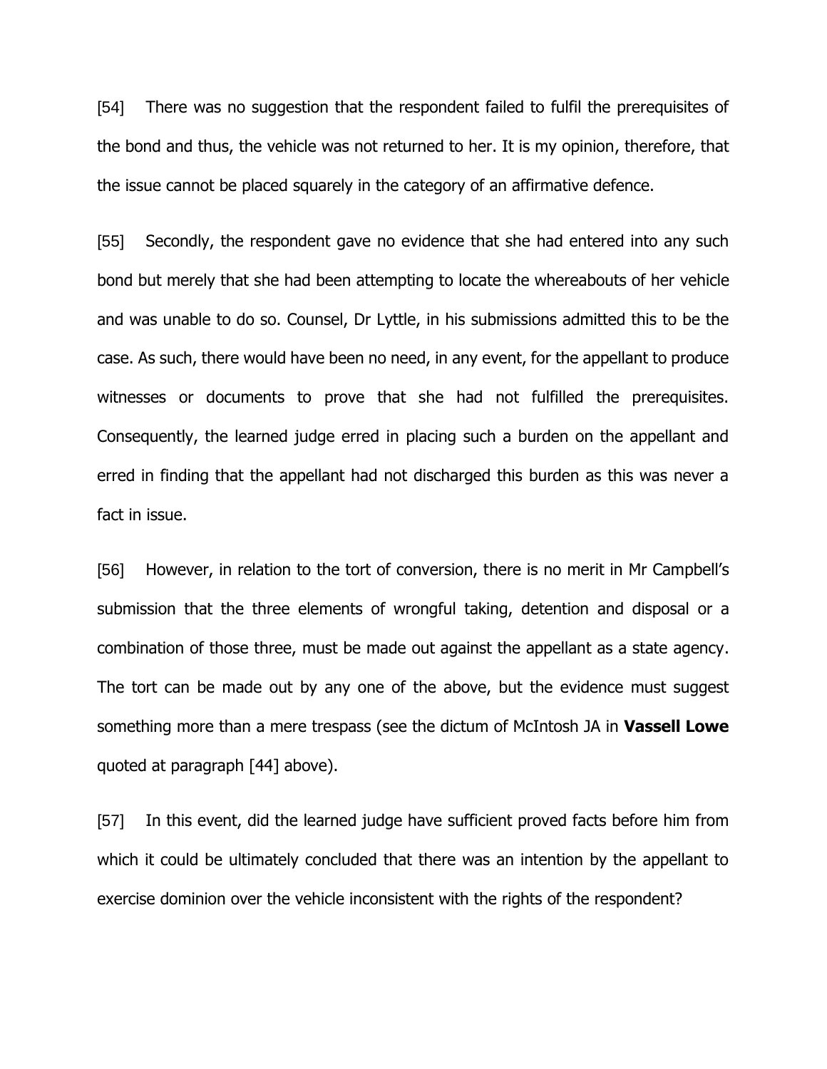[54] There was no suggestion that the respondent failed to fulfil the prerequisites of the bond and thus, the vehicle was not returned to her. It is my opinion, therefore, that the issue cannot be placed squarely in the category of an affirmative defence.

[55] Secondly, the respondent gave no evidence that she had entered into any such bond but merely that she had been attempting to locate the whereabouts of her vehicle and was unable to do so. Counsel, Dr Lyttle, in his submissions admitted this to be the case. As such, there would have been no need, in any event, for the appellant to produce witnesses or documents to prove that she had not fulfilled the prerequisites. Consequently, the learned judge erred in placing such a burden on the appellant and erred in finding that the appellant had not discharged this burden as this was never a fact in issue.

[56] However, in relation to the tort of conversion, there is no merit in Mr Campbell's submission that the three elements of wrongful taking, detention and disposal or a combination of those three, must be made out against the appellant as a state agency. The tort can be made out by any one of the above, but the evidence must suggest something more than a mere trespass (see the dictum of McIntosh JA in **Vassell Lowe** quoted at paragraph [44] above).

[57] In this event, did the learned judge have sufficient proved facts before him from which it could be ultimately concluded that there was an intention by the appellant to exercise dominion over the vehicle inconsistent with the rights of the respondent?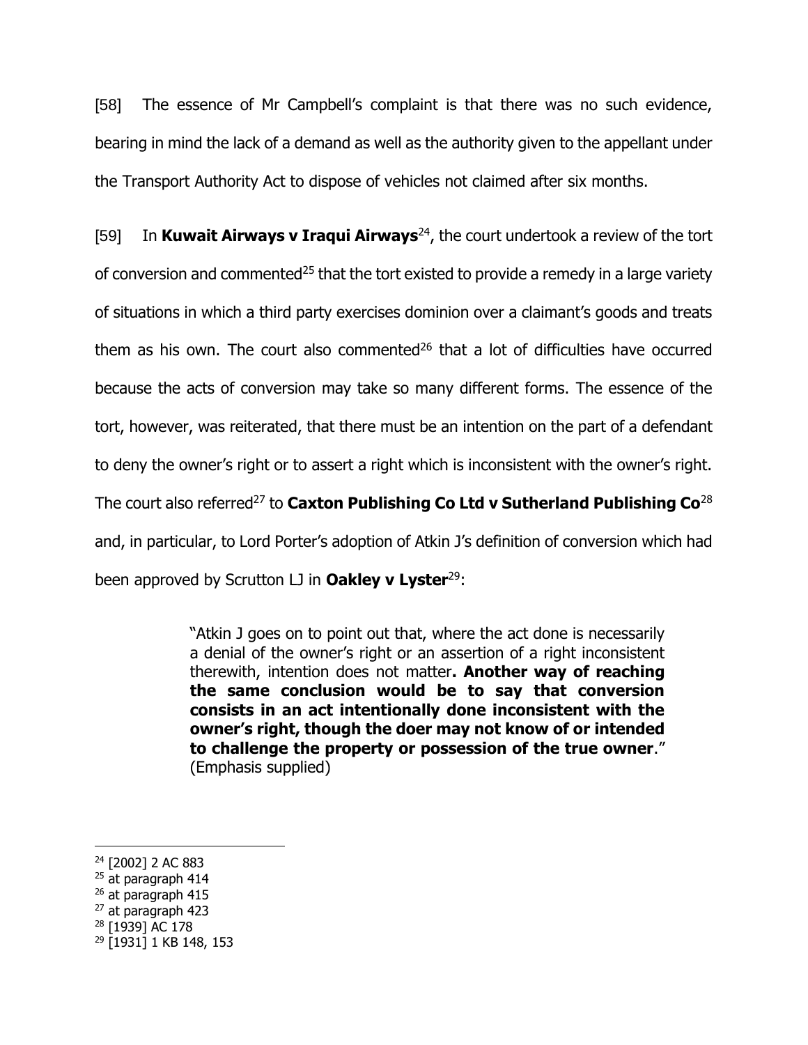[58] The essence of Mr Campbell's complaint is that there was no such evidence, bearing in mind the lack of a demand as well as the authority given to the appellant under the Transport Authority Act to dispose of vehicles not claimed after six months.

[59] In **Kuwait Airways v Iraqui Airways**[24], the court undertook a review of the tort of conversion and commented[25] that the tort existed to provide a remedy in a large variety of situations in which a third party exercises dominion over a claimant's goods and treats them as his own. The court also commented[26] that a lot of difficulties have occurred because the acts of conversion may take so many different forms. The essence of the tort, however, was reiterated, that there must be an intention on the part of a defendant to deny the owner's right or to assert a right which is inconsistent with the owner's right. The court also referred[27] to **Caxton Publishing Co Ltd v Sutherland Publishing Co**[28] and, in particular, to Lord Porter's adoption of Atkin J's definition of conversion which had been approved by Scrutton LJ in **Oakley v Lyster**[29]:

> "Atkin J goes on to point out that, where the act done is necessarily a denial of the owner's right or an assertion of a right inconsistent therewith, intention does not matter**. Another way of reaching the same conclusion would be to say that conversion consists in an act intentionally done inconsistent with the owner's right, though the doer may not know of or intended to challenge the property or possession of the true owner**." (Emphasis supplied)

---

[24] [2002] 2 AC 883

[25] at paragraph 414

[26] at paragraph 415

[27] at paragraph 423

[28] [1939] AC 178

[29] [1931] 1 KB 148, 153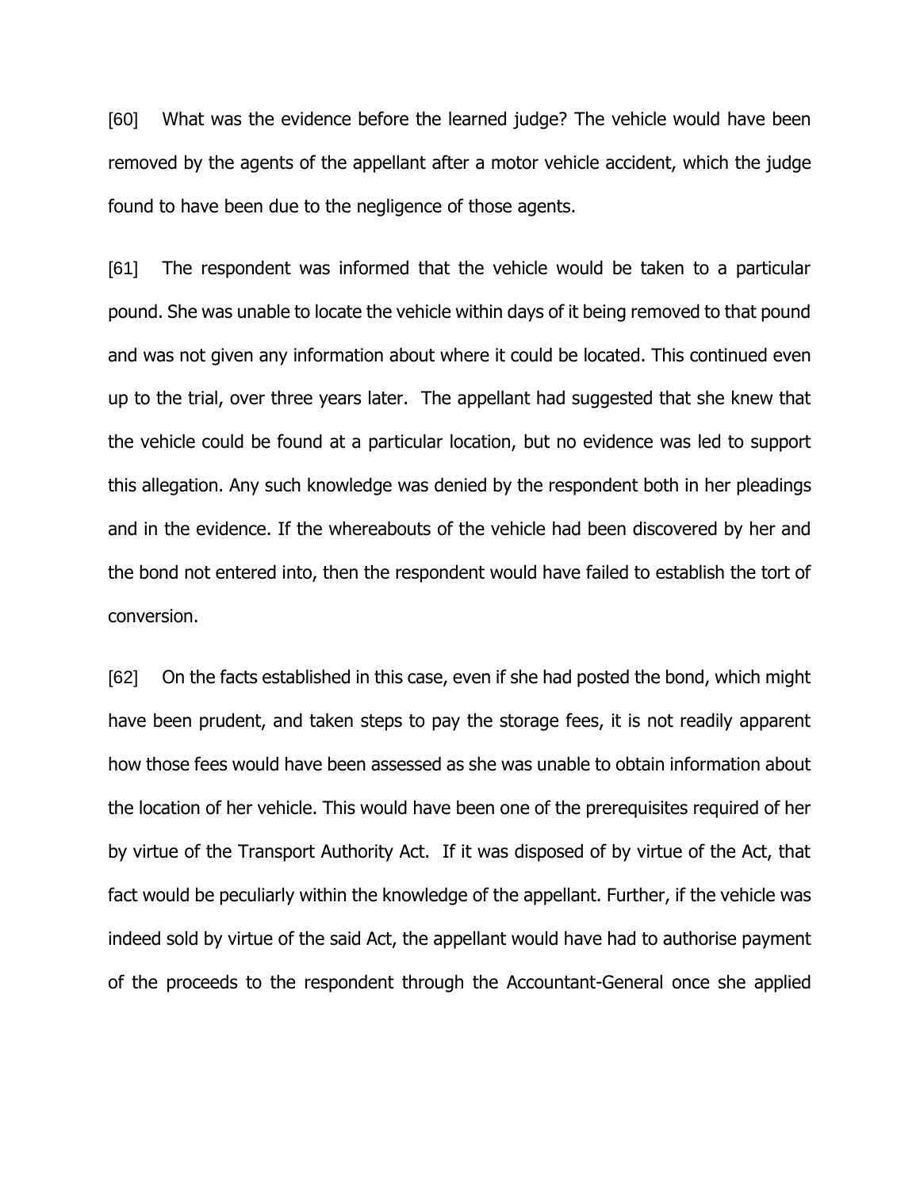[60] What was the evidence before the learned judge? The vehicle would have been removed by the agents of the appellant after a motor vehicle accident, which the judge found to have been due to the negligence of those agents.

[61] The respondent was informed that the vehicle would be taken to a particular pound. She was unable to locate the vehicle within days of it being removed to that pound and was not given any information about where it could be located. This continued even up to the trial, over three years later. The appellant had suggested that she knew that the vehicle could be found at a particular location, but no evidence was led to support this allegation. Any such knowledge was denied by the respondent both in her pleadings and in the evidence. If the whereabouts of the vehicle had been discovered by her and the bond not entered into, then the respondent would have failed to establish the tort of conversion.

[62] On the facts established in this case, even if she had posted the bond, which might have been prudent, and taken steps to pay the storage fees, it is not readily apparent how those fees would have been assessed as she was unable to obtain information about the location of her vehicle. This would have been one of the prerequisites required of her by virtue of the Transport Authority Act. If it was disposed of by virtue of the Act, that fact would be peculiarly within the knowledge of the appellant. Further, if the vehicle was indeed sold by virtue of the said Act, the appellant would have had to authorise payment of the proceeds to the respondent through the Accountant-General once she applied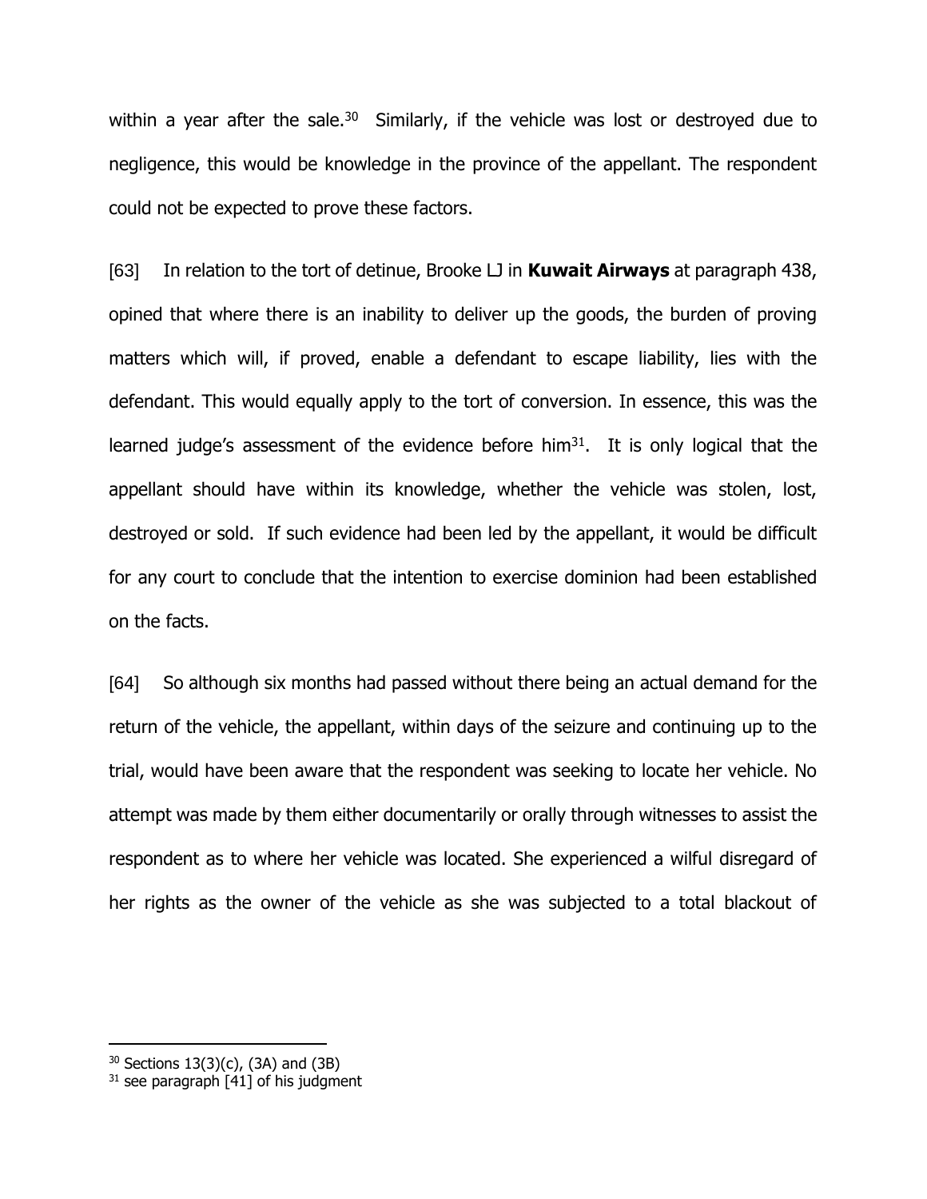within a year after the sale.[30] Similarly, if the vehicle was lost or destroyed due to negligence, this would be knowledge in the province of the appellant. The respondent could not be expected to prove these factors.

[63] In relation to the tort of detinue, Brooke LJ in **Kuwait Airways** at paragraph 438, opined that where there is an inability to deliver up the goods, the burden of proving matters which will, if proved, enable a defendant to escape liability, lies with the defendant. This would equally apply to the tort of conversion. In essence, this was the learned judge's assessment of the evidence before him[31]. It is only logical that the appellant should have within its knowledge, whether the vehicle was stolen, lost, destroyed or sold. If such evidence had been led by the appellant, it would be difficult for any court to conclude that the intention to exercise dominion had been established on the facts.

[64] So although six months had passed without there being an actual demand for the return of the vehicle, the appellant, within days of the seizure and continuing up to the trial, would have been aware that the respondent was seeking to locate her vehicle. No attempt was made by them either documentarily or orally through witnesses to assist the respondent as to where her vehicle was located. She experienced a wilful disregard of her rights as the owner of the vehicle as she was subjected to a total blackout of

---

[30] Sections 13(3)(c), (3A) and (3B)

[31] see paragraph [41] of his judgment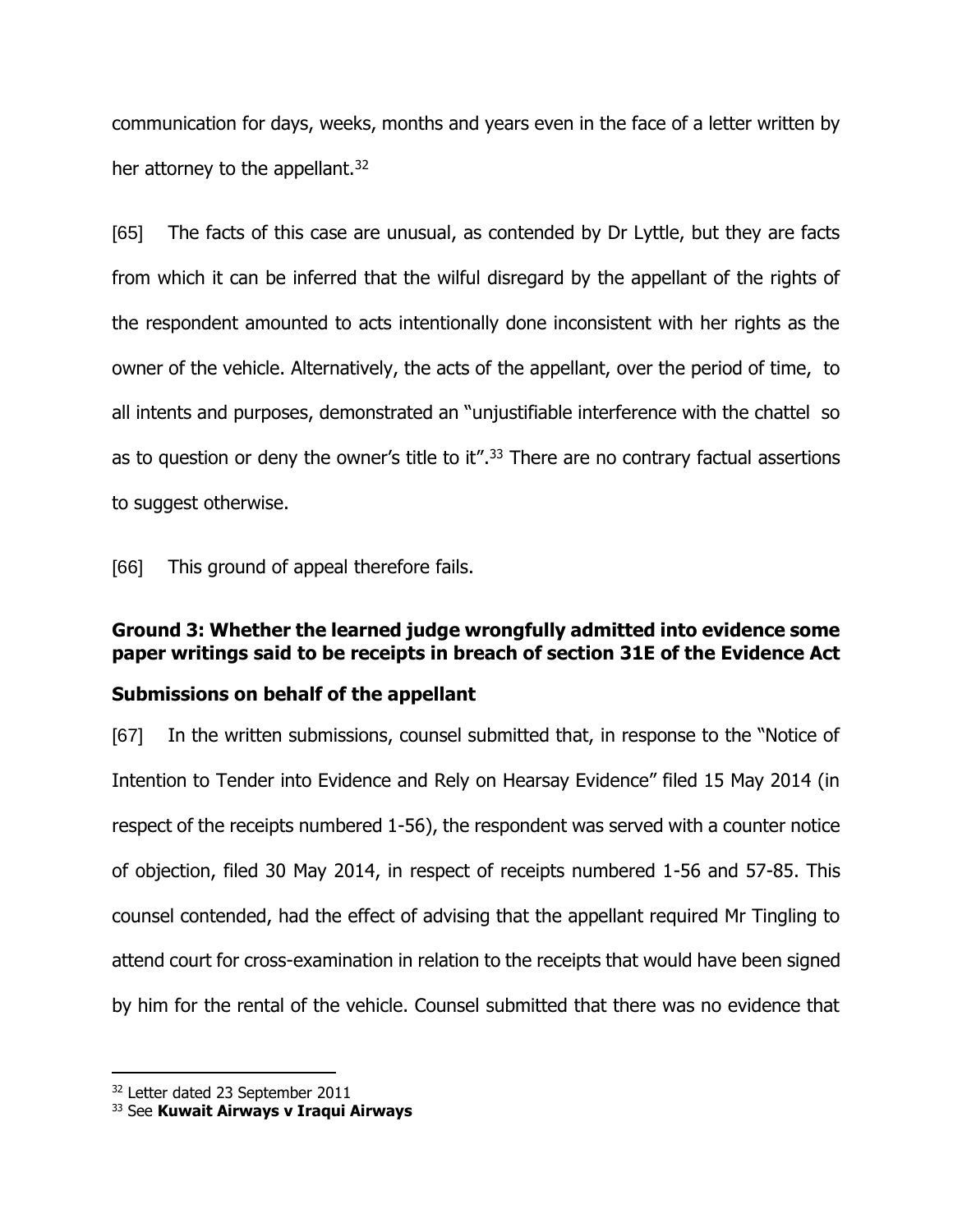communication for days, weeks, months and years even in the face of a letter written by her attorney to the appellant.[32]

[65] The facts of this case are unusual, as contended by Dr Lyttle, but they are facts from which it can be inferred that the wilful disregard by the appellant of the rights of the respondent amounted to acts intentionally done inconsistent with her rights as the owner of the vehicle. Alternatively, the acts of the appellant, over the period of time, to all intents and purposes, demonstrated an "unjustifiable interference with the chattel so as to question or deny the owner's title to it".[33] There are no contrary factual assertions to suggest otherwise.

[66] This ground of appeal therefore fails.

### Ground 3: Whether the learned judge wrongfully admitted into evidence some paper writings said to be receipts in breach of section 31E of the Evidence Act

### Submissions on behalf of the appellant

[67] In the written submissions, counsel submitted that, in response to the "Notice of Intention to Tender into Evidence and Rely on Hearsay Evidence" filed 15 May 2014 (in respect of the receipts numbered 1-56), the respondent was served with a counter notice of objection, filed 30 May 2014, in respect of receipts numbered 1-56 and 57-85. This counsel contended, had the effect of advising that the appellant required Mr Tingling to attend court for cross-examination in relation to the receipts that would have been signed by him for the rental of the vehicle. Counsel submitted that there was no evidence that

---

[32] Letter dated 23 September 2011

[33] See **Kuwait Airways v Iraqui Airways**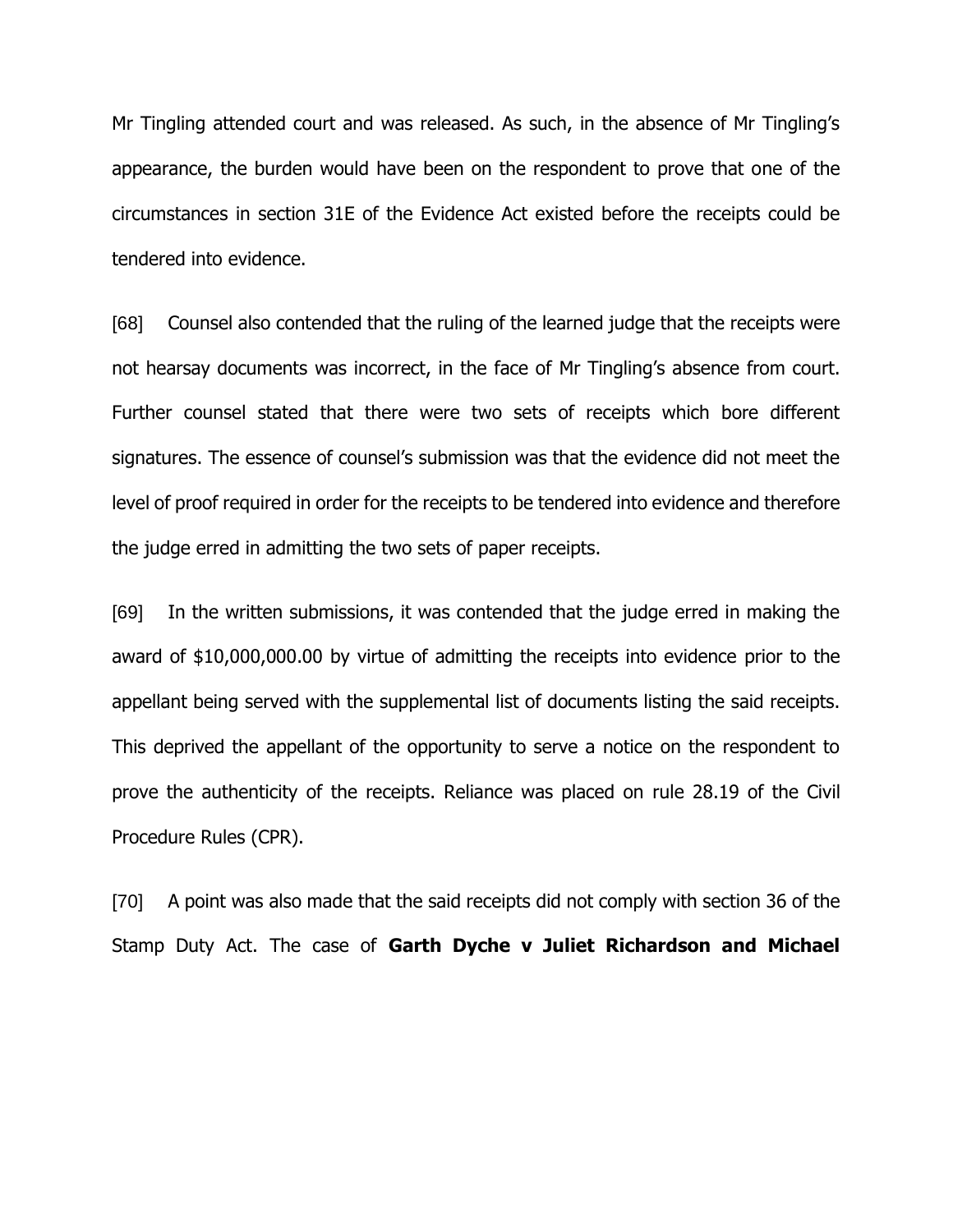Mr Tingling attended court and was released. As such, in the absence of Mr Tingling's appearance, the burden would have been on the respondent to prove that one of the circumstances in section 31E of the Evidence Act existed before the receipts could be tendered into evidence.

[68] Counsel also contended that the ruling of the learned judge that the receipts were not hearsay documents was incorrect, in the face of Mr Tingling's absence from court. Further counsel stated that there were two sets of receipts which bore different signatures. The essence of counsel's submission was that the evidence did not meet the level of proof required in order for the receipts to be tendered into evidence and therefore the judge erred in admitting the two sets of paper receipts.

[69] In the written submissions, it was contended that the judge erred in making the award of $10,000,000.00 by virtue of admitting the receipts into evidence prior to the appellant being served with the supplemental list of documents listing the said receipts. This deprived the appellant of the opportunity to serve a notice on the respondent to prove the authenticity of the receipts. Reliance was placed on rule 28.19 of the Civil Procedure Rules (CPR).

[70] A point was also made that the said receipts did not comply with section 36 of the Stamp Duty Act. The case of **Garth Dyche v Juliet Richardson and Michael**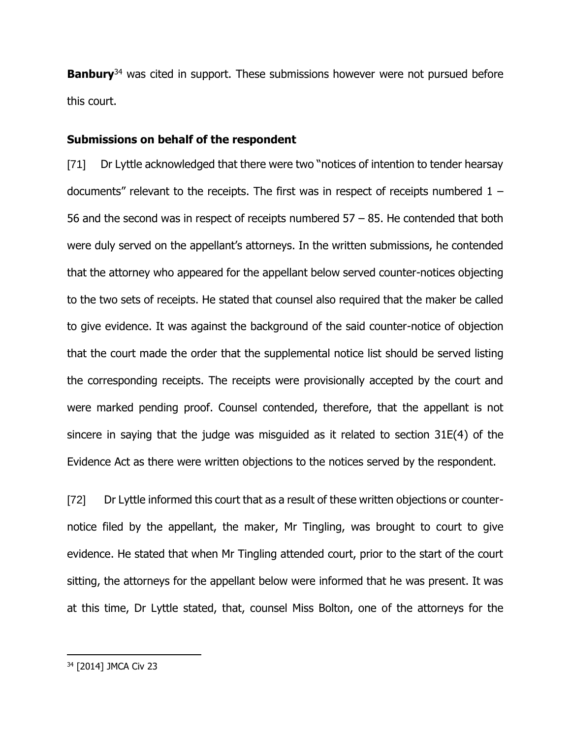**Banbury**[34] was cited in support. These submissions however were not pursued before this court.

## Submissions on behalf of the respondent

[71] Dr Lyttle acknowledged that there were two "notices of intention to tender hearsay documents" relevant to the receipts. The first was in respect of receipts numbered 1 – 56 and the second was in respect of receipts numbered 57 – 85. He contended that both were duly served on the appellant's attorneys. In the written submissions, he contended that the attorney who appeared for the appellant below served counter-notices objecting to the two sets of receipts. He stated that counsel also required that the maker be called to give evidence. It was against the background of the said counter-notice of objection that the court made the order that the supplemental notice list should be served listing the corresponding receipts. The receipts were provisionally accepted by the court and were marked pending proof. Counsel contended, therefore, that the appellant is not sincere in saying that the judge was misguided as it related to section 31E(4) of the Evidence Act as there were written objections to the notices served by the respondent.

[72] Dr Lyttle informed this court that as a result of these written objections or counter-notice filed by the appellant, the maker, Mr Tingling, was brought to court to give evidence. He stated that when Mr Tingling attended court, prior to the start of the court sitting, the attorneys for the appellant below were informed that he was present. It was at this time, Dr Lyttle stated, that, counsel Miss Bolton, one of the attorneys for the

[34] [2014] JMCA Civ 23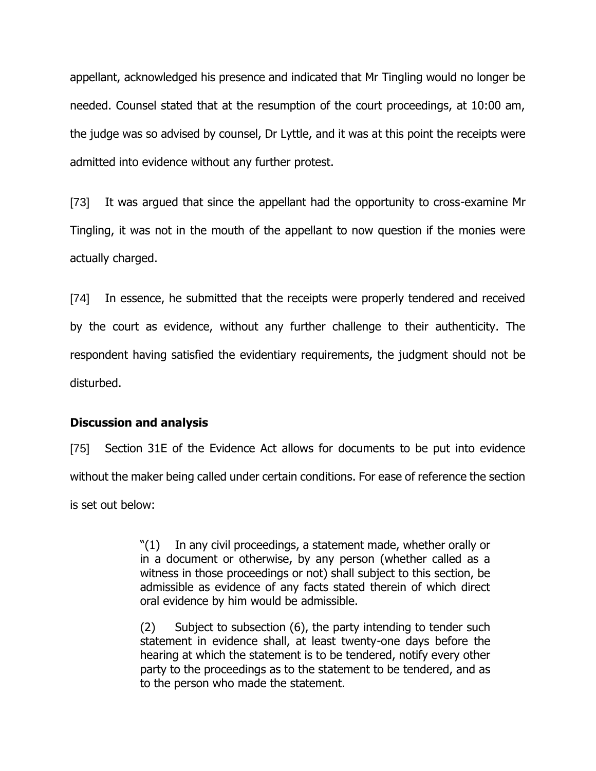appellant, acknowledged his presence and indicated that Mr Tingling would no longer be needed. Counsel stated that at the resumption of the court proceedings, at 10:00 am, the judge was so advised by counsel, Dr Lyttle, and it was at this point the receipts were admitted into evidence without any further protest.

[73] It was argued that since the appellant had the opportunity to cross-examine Mr Tingling, it was not in the mouth of the appellant to now question if the monies were actually charged.

[74] In essence, he submitted that the receipts were properly tendered and received by the court as evidence, without any further challenge to their authenticity. The respondent having satisfied the evidentiary requirements, the judgment should not be disturbed.

**Discussion and analysis**

[75] Section 31E of the Evidence Act allows for documents to be put into evidence without the maker being called under certain conditions. For ease of reference the section is set out below:

> "(1) In any civil proceedings, a statement made, whether orally or in a document or otherwise, by any person (whether called as a witness in those proceedings or not) shall subject to this section, be admissible as evidence of any facts stated therein of which direct oral evidence by him would be admissible.
>
> (2) Subject to subsection (6), the party intending to tender such statement in evidence shall, at least twenty-one days before the hearing at which the statement is to be tendered, notify every other party to the proceedings as to the statement to be tendered, and as to the person who made the statement.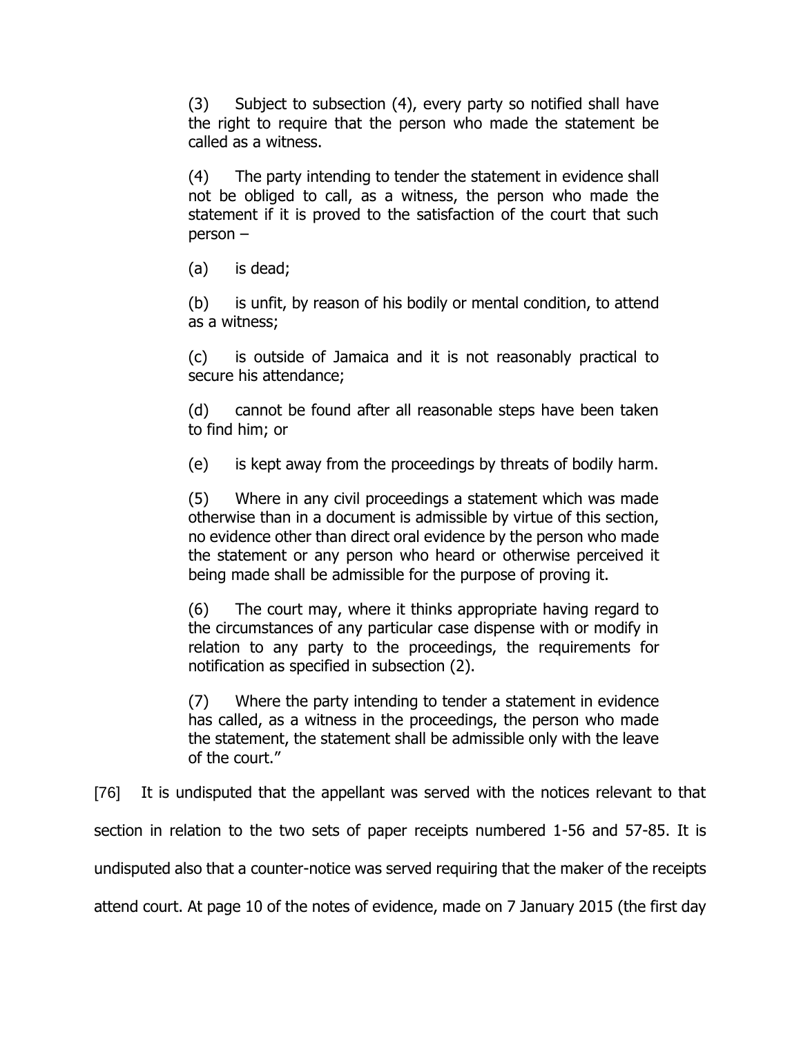> (3) Subject to subsection (4), every party so notified shall have the right to require that the person who made the statement be called as a witness.
>
> (4) The party intending to tender the statement in evidence shall not be obliged to call, as a witness, the person who made the statement if it is proved to the satisfaction of the court that such person –
>
> (a) is dead;
>
> (b) is unfit, by reason of his bodily or mental condition, to attend as a witness;
>
> (c) is outside of Jamaica and it is not reasonably practical to secure his attendance;
>
> (d) cannot be found after all reasonable steps have been taken to find him; or
>
> (e) is kept away from the proceedings by threats of bodily harm.
>
> (5) Where in any civil proceedings a statement which was made otherwise than in a document is admissible by virtue of this section, no evidence other than direct oral evidence by the person who made the statement or any person who heard or otherwise perceived it being made shall be admissible for the purpose of proving it.
>
> (6) The court may, where it thinks appropriate having regard to the circumstances of any particular case dispense with or modify in relation to any party to the proceedings, the requirements for notification as specified in subsection (2).
>
> (7) Where the party intending to tender a statement in evidence has called, as a witness in the proceedings, the person who made the statement, the statement shall be admissible only with the leave of the court."

[76] It is undisputed that the appellant was served with the notices relevant to that section in relation to the two sets of paper receipts numbered 1-56 and 57-85. It is undisputed also that a counter-notice was served requiring that the maker of the receipts attend court. At page 10 of the notes of evidence, made on 7 January 2015 (the first day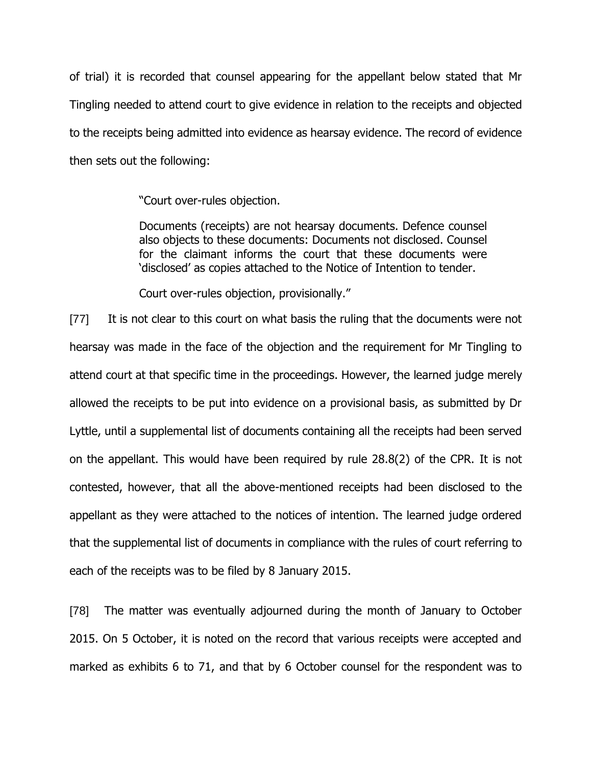of trial) it is recorded that counsel appearing for the appellant below stated that Mr Tingling needed to attend court to give evidence in relation to the receipts and objected to the receipts being admitted into evidence as hearsay evidence. The record of evidence then sets out the following:

> "Court over-rules objection.
>
> Documents (receipts) are not hearsay documents. Defence counsel also objects to these documents: Documents not disclosed. Counsel for the claimant informs the court that these documents were 'disclosed' as copies attached to the Notice of Intention to tender.
>
> Court over-rules objection, provisionally."

[77] It is not clear to this court on what basis the ruling that the documents were not hearsay was made in the face of the objection and the requirement for Mr Tingling to attend court at that specific time in the proceedings. However, the learned judge merely allowed the receipts to be put into evidence on a provisional basis, as submitted by Dr Lyttle, until a supplemental list of documents containing all the receipts had been served on the appellant. This would have been required by rule 28.8(2) of the CPR. It is not contested, however, that all the above-mentioned receipts had been disclosed to the appellant as they were attached to the notices of intention. The learned judge ordered that the supplemental list of documents in compliance with the rules of court referring to each of the receipts was to be filed by 8 January 2015.

[78] The matter was eventually adjourned during the month of January to October 2015. On 5 October, it is noted on the record that various receipts were accepted and marked as exhibits 6 to 71, and that by 6 October counsel for the respondent was to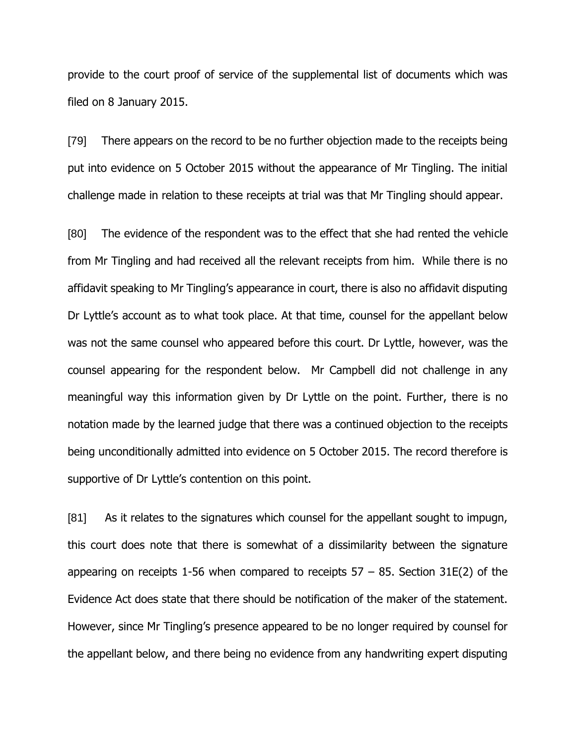provide to the court proof of service of the supplemental list of documents which was filed on 8 January 2015.

[79] There appears on the record to be no further objection made to the receipts being put into evidence on 5 October 2015 without the appearance of Mr Tingling. The initial challenge made in relation to these receipts at trial was that Mr Tingling should appear.

[80] The evidence of the respondent was to the effect that she had rented the vehicle from Mr Tingling and had received all the relevant receipts from him. While there is no affidavit speaking to Mr Tingling's appearance in court, there is also no affidavit disputing Dr Lyttle's account as to what took place. At that time, counsel for the appellant below was not the same counsel who appeared before this court. Dr Lyttle, however, was the counsel appearing for the respondent below. Mr Campbell did not challenge in any meaningful way this information given by Dr Lyttle on the point. Further, there is no notation made by the learned judge that there was a continued objection to the receipts being unconditionally admitted into evidence on 5 October 2015. The record therefore is supportive of Dr Lyttle's contention on this point.

[81] As it relates to the signatures which counsel for the appellant sought to impugn, this court does note that there is somewhat of a dissimilarity between the signature appearing on receipts 1-56 when compared to receipts 57 – 85. Section 31E(2) of the Evidence Act does state that there should be notification of the maker of the statement. However, since Mr Tingling's presence appeared to be no longer required by counsel for the appellant below, and there being no evidence from any handwriting expert disputing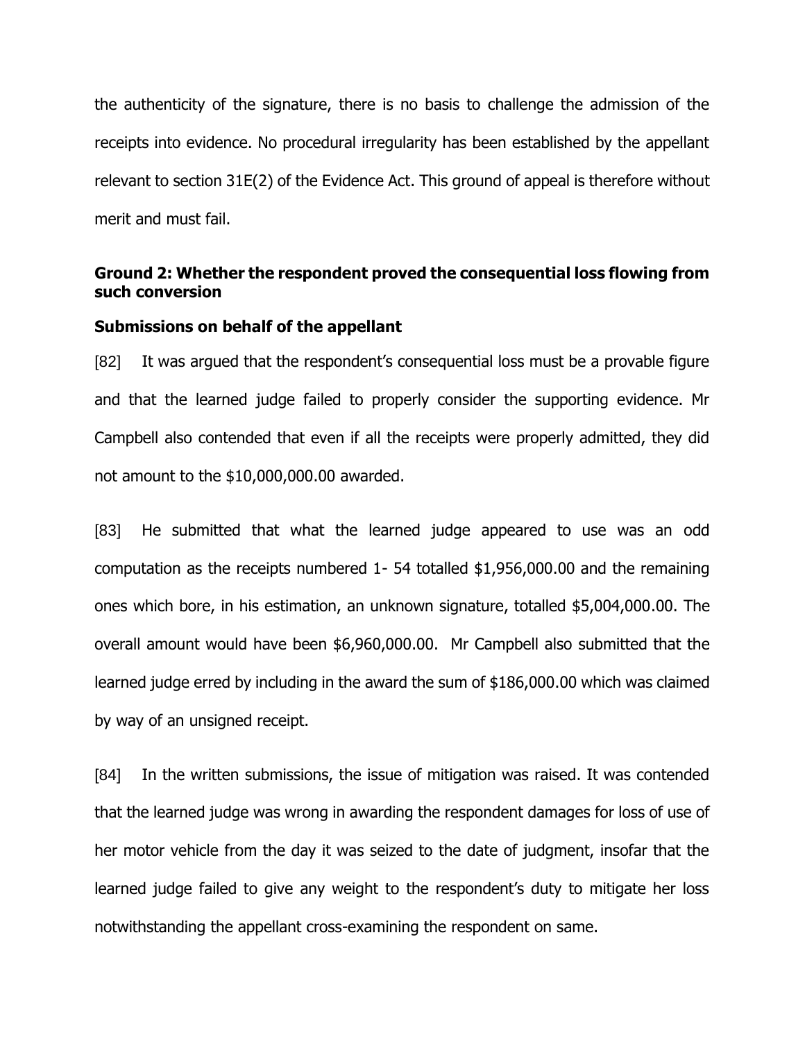the authenticity of the signature, there is no basis to challenge the admission of the receipts into evidence. No procedural irregularity has been established by the appellant relevant to section 31E(2) of the Evidence Act. This ground of appeal is therefore without merit and must fail.

**Ground 2: Whether the respondent proved the consequential loss flowing from such conversion**

**Submissions on behalf of the appellant**

[82] It was argued that the respondent's consequential loss must be a provable figure and that the learned judge failed to properly consider the supporting evidence. Mr Campbell also contended that even if all the receipts were properly admitted, they did not amount to the $10,000,000.00 awarded.

[83] He submitted that what the learned judge appeared to use was an odd computation as the receipts numbered 1- 54 totalled $1,956,000.00 and the remaining ones which bore, in his estimation, an unknown signature, totalled $5,004,000.00. The overall amount would have been $6,960,000.00. Mr Campbell also submitted that the learned judge erred by including in the award the sum of $186,000.00 which was claimed by way of an unsigned receipt.

[84] In the written submissions, the issue of mitigation was raised. It was contended that the learned judge was wrong in awarding the respondent damages for loss of use of her motor vehicle from the day it was seized to the date of judgment, insofar that the learned judge failed to give any weight to the respondent's duty to mitigate her loss notwithstanding the appellant cross-examining the respondent on same.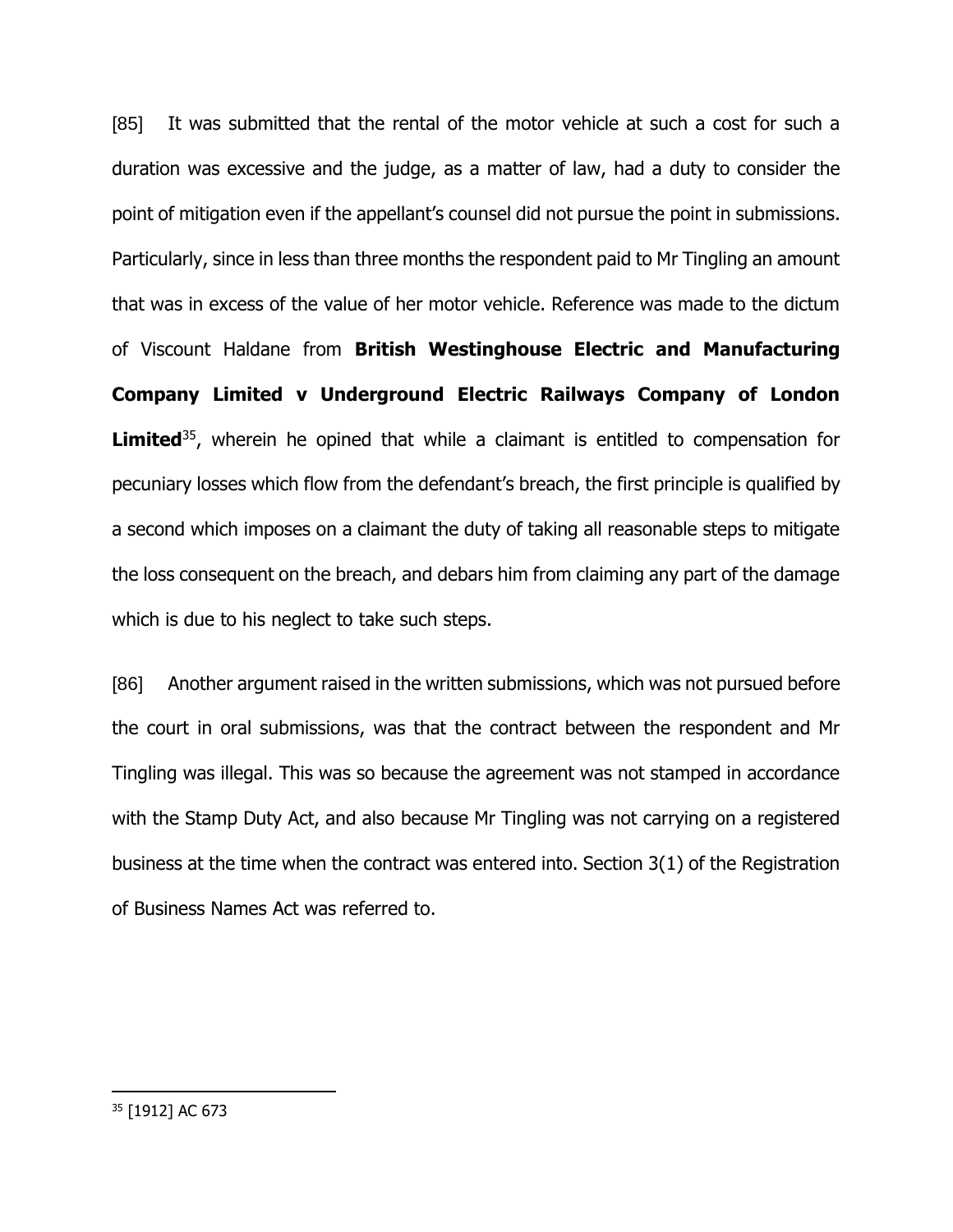[85] It was submitted that the rental of the motor vehicle at such a cost for such a duration was excessive and the judge, as a matter of law, had a duty to consider the point of mitigation even if the appellant's counsel did not pursue the point in submissions. Particularly, since in less than three months the respondent paid to Mr Tingling an amount that was in excess of the value of her motor vehicle. Reference was made to the dictum of Viscount Haldane from **British Westinghouse Electric and Manufacturing Company Limited v Underground Electric Railways Company of London Limited**[35], wherein he opined that while a claimant is entitled to compensation for pecuniary losses which flow from the defendant's breach, the first principle is qualified by a second which imposes on a claimant the duty of taking all reasonable steps to mitigate the loss consequent on the breach, and debars him from claiming any part of the damage which is due to his neglect to take such steps.

[86] Another argument raised in the written submissions, which was not pursued before the court in oral submissions, was that the contract between the respondent and Mr Tingling was illegal. This was so because the agreement was not stamped in accordance with the Stamp Duty Act, and also because Mr Tingling was not carrying on a registered business at the time when the contract was entered into. Section 3(1) of the Registration of Business Names Act was referred to.

---

[35] [1912] AC 673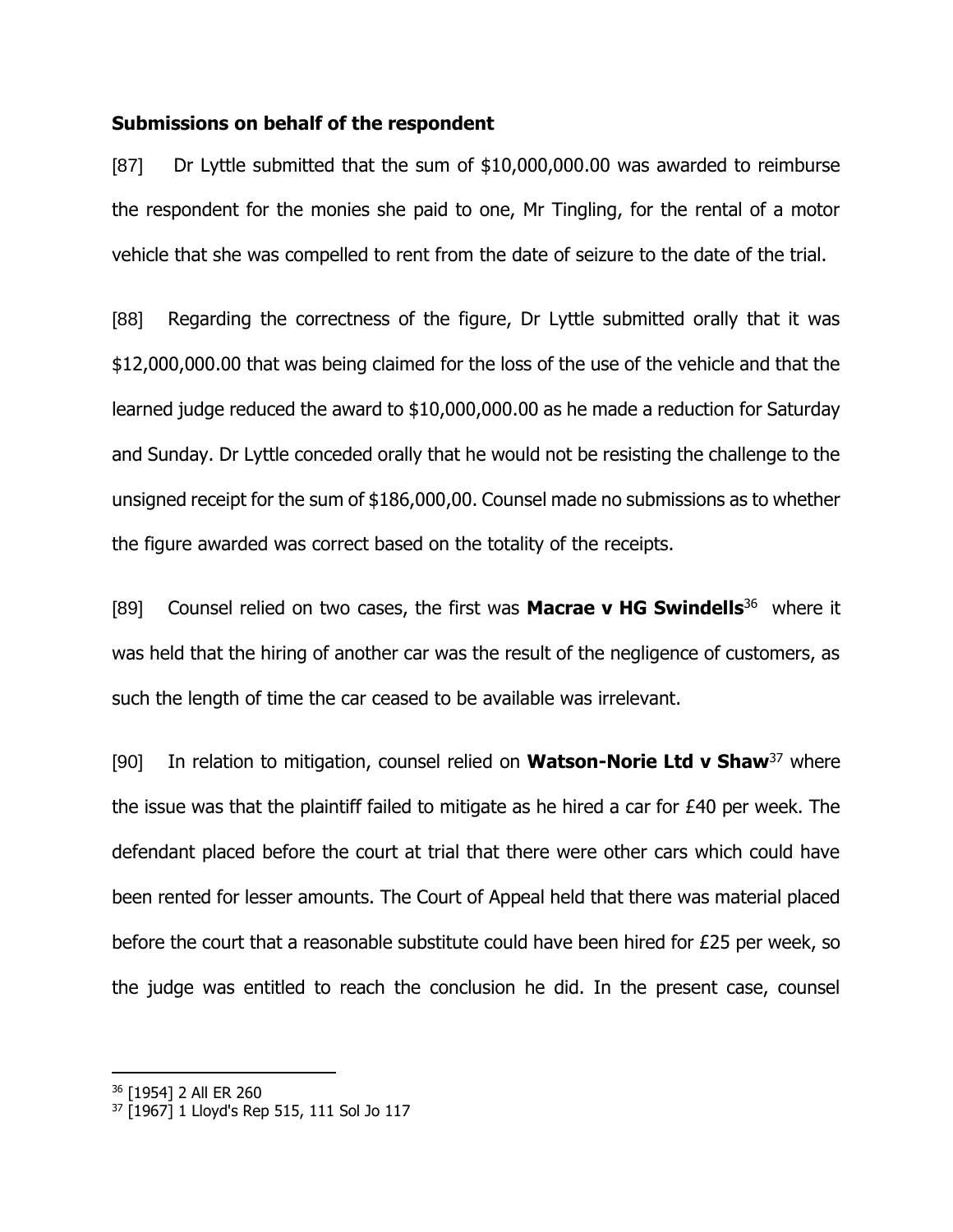**Submissions on behalf of the respondent**

[87] Dr Lyttle submitted that the sum of $10,000,000.00 was awarded to reimburse the respondent for the monies she paid to one, Mr Tingling, for the rental of a motor vehicle that she was compelled to rent from the date of seizure to the date of the trial.

[88] Regarding the correctness of the figure, Dr Lyttle submitted orally that it was $12,000,000.00 that was being claimed for the loss of the use of the vehicle and that the learned judge reduced the award to $10,000,000.00 as he made a reduction for Saturday and Sunday. Dr Lyttle conceded orally that he would not be resisting the challenge to the unsigned receipt for the sum of $186,000,00. Counsel made no submissions as to whether the figure awarded was correct based on the totality of the receipts.

[89] Counsel relied on two cases, the first was **Macrae v HG Swindells**[36] where it was held that the hiring of another car was the result of the negligence of customers, as such the length of time the car ceased to be available was irrelevant.

[90] In relation to mitigation, counsel relied on **Watson-Norie Ltd v Shaw**[37] where the issue was that the plaintiff failed to mitigate as he hired a car for £40 per week. The defendant placed before the court at trial that there were other cars which could have been rented for lesser amounts. The Court of Appeal held that there was material placed before the court that a reasonable substitute could have been hired for £25 per week, so the judge was entitled to reach the conclusion he did. In the present case, counsel

---

[36] [1954] 2 All ER 260

[37] [1967] 1 Lloyd's Rep 515, 111 Sol Jo 117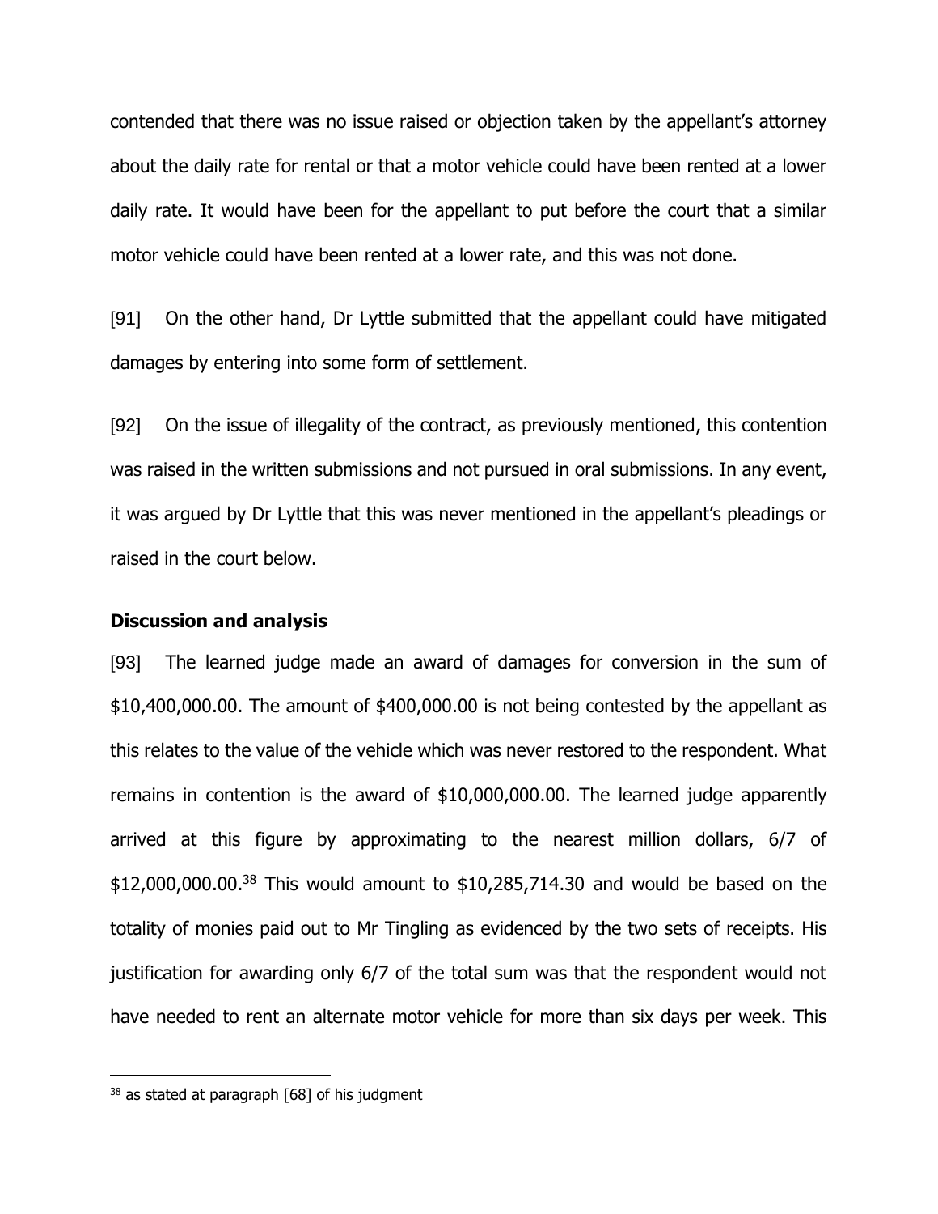contended that there was no issue raised or objection taken by the appellant's attorney about the daily rate for rental or that a motor vehicle could have been rented at a lower daily rate. It would have been for the appellant to put before the court that a similar motor vehicle could have been rented at a lower rate, and this was not done.

[91] On the other hand, Dr Lyttle submitted that the appellant could have mitigated damages by entering into some form of settlement.

[92] On the issue of illegality of the contract, as previously mentioned, this contention was raised in the written submissions and not pursued in oral submissions. In any event, it was argued by Dr Lyttle that this was never mentioned in the appellant's pleadings or raised in the court below.

### Discussion and analysis

[93] The learned judge made an award of damages for conversion in the sum of $10,400,000.00. The amount of $400,000.00 is not being contested by the appellant as this relates to the value of the vehicle which was never restored to the respondent. What remains in contention is the award of $10,000,000.00. The learned judge apparently arrived at this figure by approximating to the nearest million dollars, 6/7 of $12,000,000.00.[38] This would amount to $10,285,714.30 and would be based on the totality of monies paid out to Mr Tingling as evidenced by the two sets of receipts. His justification for awarding only 6/7 of the total sum was that the respondent would not have needed to rent an alternate motor vehicle for more than six days per week. This

---

[38] as stated at paragraph [68] of his judgment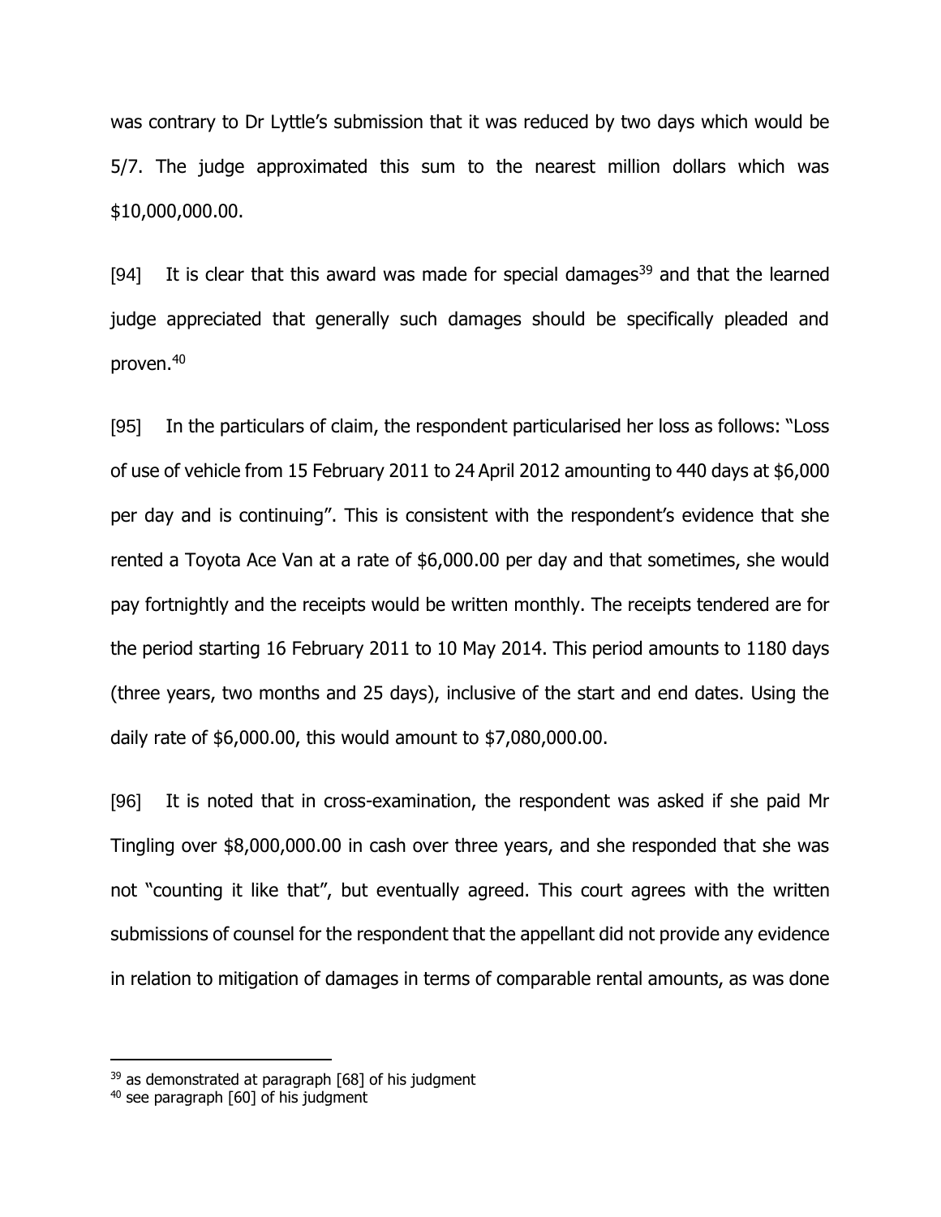was contrary to Dr Lyttle's submission that it was reduced by two days which would be 5/7. The judge approximated this sum to the nearest million dollars which was $10,000,000.00.

[94] It is clear that this award was made for special damages[39] and that the learned judge appreciated that generally such damages should be specifically pleaded and proven.[40]

[95] In the particulars of claim, the respondent particularised her loss as follows: "Loss of use of vehicle from 15 February 2011 to 24 April 2012 amounting to 440 days at $6,000 per day and is continuing". This is consistent with the respondent's evidence that she rented a Toyota Ace Van at a rate of $6,000.00 per day and that sometimes, she would pay fortnightly and the receipts would be written monthly. The receipts tendered are for the period starting 16 February 2011 to 10 May 2014. This period amounts to 1180 days (three years, two months and 25 days), inclusive of the start and end dates. Using the daily rate of $6,000.00, this would amount to $7,080,000.00.

[96] It is noted that in cross-examination, the respondent was asked if she paid Mr Tingling over $8,000,000.00 in cash over three years, and she responded that she was not "counting it like that", but eventually agreed. This court agrees with the written submissions of counsel for the respondent that the appellant did not provide any evidence in relation to mitigation of damages in terms of comparable rental amounts, as was done

---

[39] as demonstrated at paragraph [68] of his judgment

[40] see paragraph [60] of his judgment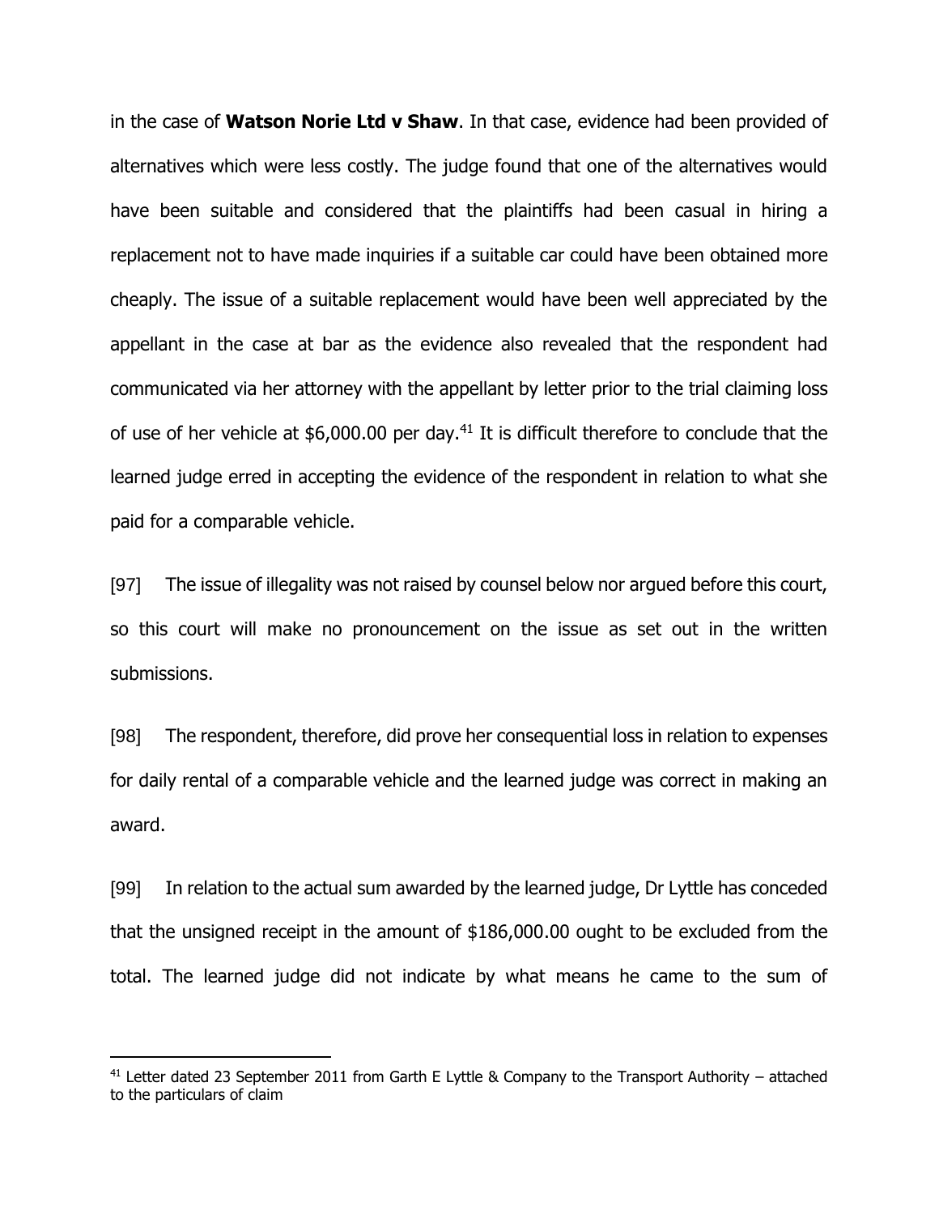in the case of **Watson Norie Ltd v Shaw**. In that case, evidence had been provided of alternatives which were less costly. The judge found that one of the alternatives would have been suitable and considered that the plaintiffs had been casual in hiring a replacement not to have made inquiries if a suitable car could have been obtained more cheaply. The issue of a suitable replacement would have been well appreciated by the appellant in the case at bar as the evidence also revealed that the respondent had communicated via her attorney with the appellant by letter prior to the trial claiming loss of use of her vehicle at $6,000.00 per day.[41] It is difficult therefore to conclude that the learned judge erred in accepting the evidence of the respondent in relation to what she paid for a comparable vehicle.

[97] The issue of illegality was not raised by counsel below nor argued before this court, so this court will make no pronouncement on the issue as set out in the written submissions.

[98] The respondent, therefore, did prove her consequential loss in relation to expenses for daily rental of a comparable vehicle and the learned judge was correct in making an award.

[99] In relation to the actual sum awarded by the learned judge, Dr Lyttle has conceded that the unsigned receipt in the amount of $186,000.00 ought to be excluded from the total. The learned judge did not indicate by what means he came to the sum of

---

[41] Letter dated 23 September 2011 from Garth E Lyttle & Company to the Transport Authority – attached to the particulars of claim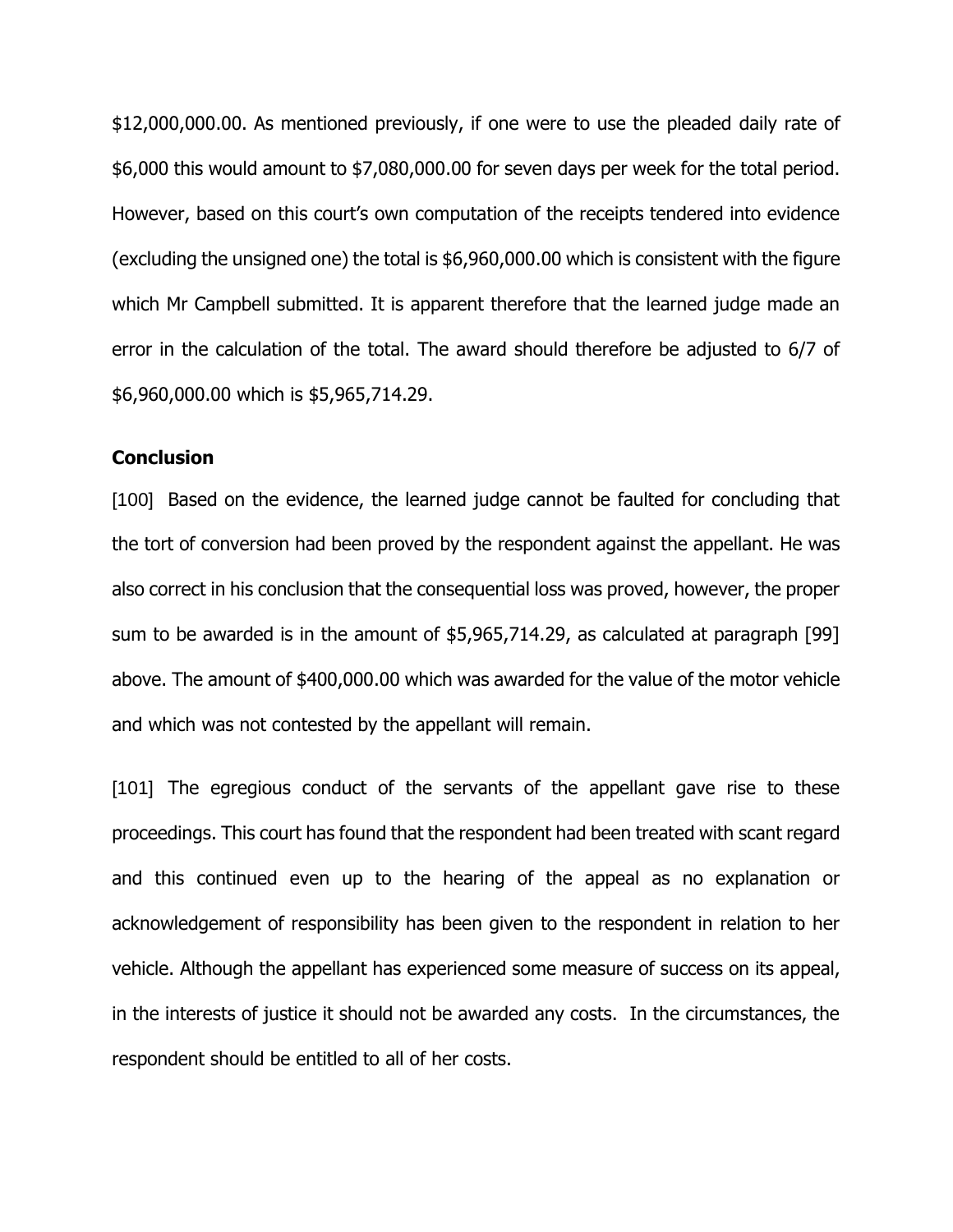$12,000,000.00. As mentioned previously, if one were to use the pleaded daily rate of $6,000 this would amount to $7,080,000.00 for seven days per week for the total period. However, based on this court's own computation of the receipts tendered into evidence (excluding the unsigned one) the total is $6,960,000.00 which is consistent with the figure which Mr Campbell submitted. It is apparent therefore that the learned judge made an error in the calculation of the total. The award should therefore be adjusted to 6/7 of $6,960,000.00 which is $5,965,714.29.

**Conclusion**

[100] Based on the evidence, the learned judge cannot be faulted for concluding that the tort of conversion had been proved by the respondent against the appellant. He was also correct in his conclusion that the consequential loss was proved, however, the proper sum to be awarded is in the amount of $5,965,714.29, as calculated at paragraph [99] above. The amount of $400,000.00 which was awarded for the value of the motor vehicle and which was not contested by the appellant will remain.

[101] The egregious conduct of the servants of the appellant gave rise to these proceedings. This court has found that the respondent had been treated with scant regard and this continued even up to the hearing of the appeal as no explanation or acknowledgement of responsibility has been given to the respondent in relation to her vehicle. Although the appellant has experienced some measure of success on its appeal, in the interests of justice it should not be awarded any costs. In the circumstances, the respondent should be entitled to all of her costs.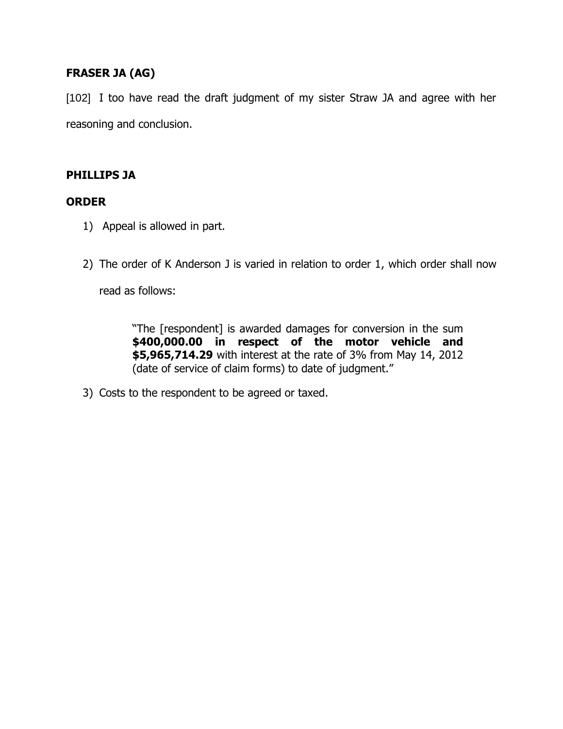**FRASER JA (AG)**

[102] I too have read the draft judgment of my sister Straw JA and agree with her reasoning and conclusion.

**PHILLIPS JA**

**ORDER**

1) Appeal is allowed in part.

2) The order of K Anderson J is varied in relation to order 1, which order shall now read as follows:

> "The [respondent] is awarded damages for conversion in the sum **$400,000.00 in respect of the motor vehicle and $5,965,714.29** with interest at the rate of 3% from May 14, 2012 (date of service of claim forms) to date of judgment."

3) Costs to the respondent to be agreed or taxed.